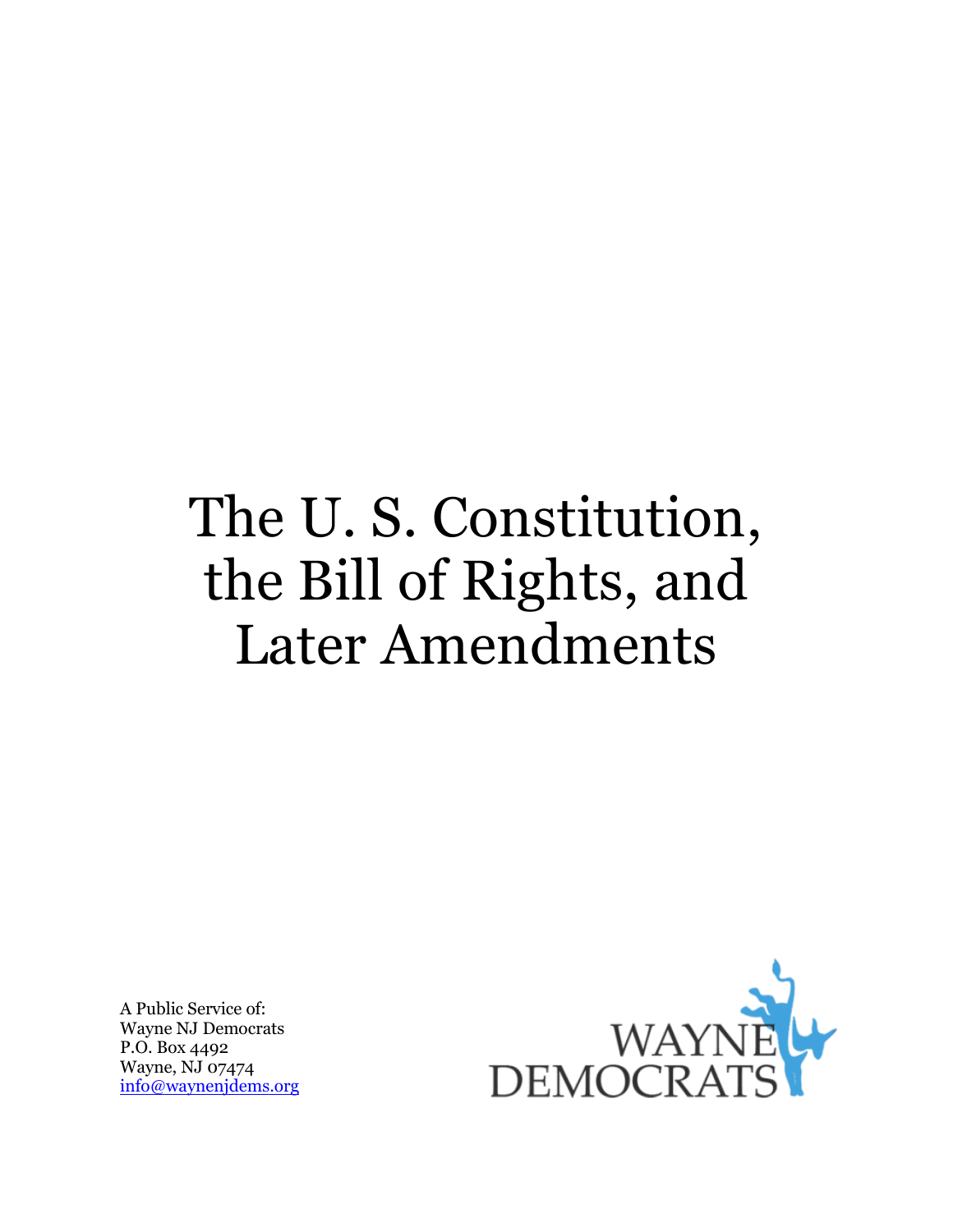# The U. S. Constitution, the Bill of Rights, and Later Amendments

A Public Service of:
Wayne NJ Democrats
P.O. Box 4492
Wayne, NJ 07474
info@waynenjdems.org

WAYNE DEMOCRATS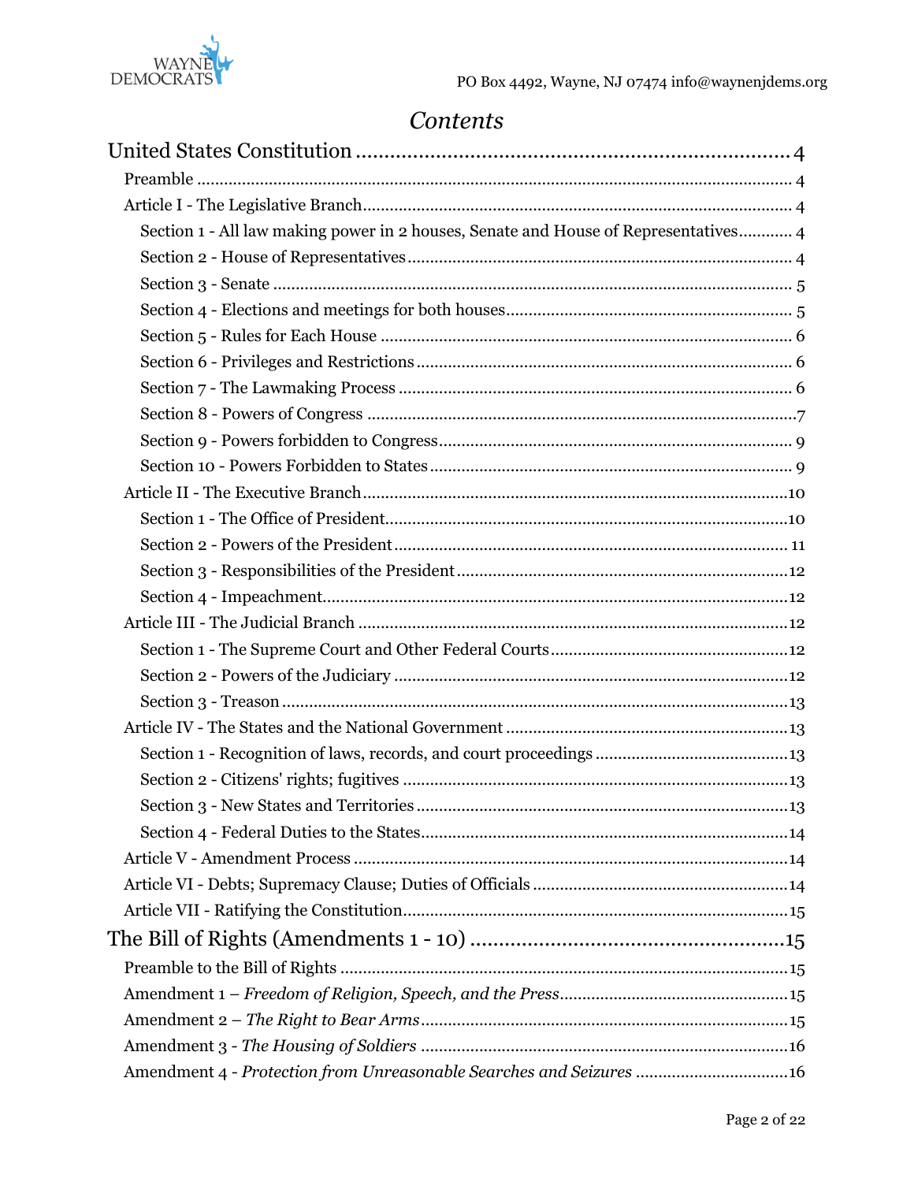# Contents

United States Constitution .... 4

- Preamble .... 4
- Article I - The Legislative Branch .... 4
  - Section 1 - All law making power in 2 houses, Senate and House of Representatives .... 4
  - Section 2 - House of Representatives .... 4
  - Section 3 - Senate .... 5
  - Section 4 - Elections and meetings for both houses .... 5
  - Section 5 - Rules for Each House .... 6
  - Section 6 - Privileges and Restrictions .... 6
  - Section 7 - The Lawmaking Process .... 6
  - Section 8 - Powers of Congress .... 7
  - Section 9 - Powers forbidden to Congress .... 9
  - Section 10 - Powers Forbidden to States .... 9
- Article II - The Executive Branch .... 10
  - Section 1 - The Office of President .... 10
  - Section 2 - Powers of the President .... 11
  - Section 3 - Responsibilities of the President .... 12
  - Section 4 - Impeachment .... 12
- Article III - The Judicial Branch .... 12
  - Section 1 - The Supreme Court and Other Federal Courts .... 12
  - Section 2 - Powers of the Judiciary .... 12
  - Section 3 - Treason .... 13
- Article IV - The States and the National Government .... 13
  - Section 1 - Recognition of laws, records, and court proceedings .... 13
  - Section 2 - Citizens' rights; fugitives .... 13
  - Section 3 - New States and Territories .... 13
  - Section 4 - Federal Duties to the States .... 14
- Article V - Amendment Process .... 14
- Article VI - Debts; Supremacy Clause; Duties of Officials .... 14
- Article VII - Ratifying the Constitution .... 15

The Bill of Rights (Amendments 1 - 10) .... 15

- Preamble to the Bill of Rights .... 15
- Amendment 1 – *Freedom of Religion, Speech, and the Press* .... 15
- Amendment 2 – *The Right to Bear Arms* .... 15
- Amendment 3 - *The Housing of Soldiers* .... 16
- Amendment 4 - *Protection from Unreasonable Searches and Seizures* .... 16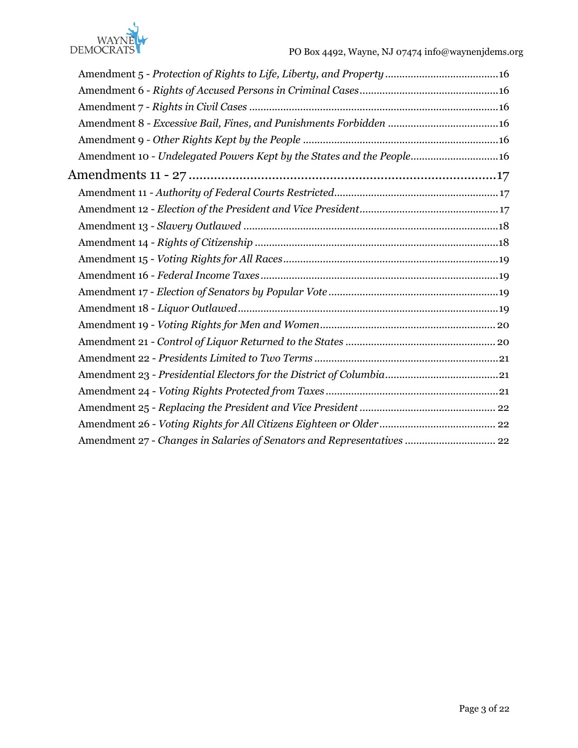Amendment 5 - *Protection of Rights to Life, Liberty, and Property* ........................................ 16

Amendment 6 - *Rights of Accused Persons in Criminal Cases* ................................................ 16

Amendment 7 - *Rights in Civil Cases* ...................................................................................... 16

Amendment 8 - *Excessive Bail, Fines, and Punishments Forbidden* ....................................... 16

Amendment 9 - *Other Rights Kept by the People* .................................................................... 16

Amendment 10 - *Undelegated Powers Kept by the States and the People* ............................... 16

Amendments 11 - 27 ..................................................................................... 17

Amendment 11 - *Authority of Federal Courts Restricted* ......................................................... 17

Amendment 12 - *Election of the President and Vice President* ................................................ 17

Amendment 13 - *Slavery Outlawed* ......................................................................................... 18

Amendment 14 - *Rights of Citizenship* .................................................................................... 18

Amendment 15 - *Voting Rights for All Races* .......................................................................... 19

Amendment 16 - *Federal Income Taxes* ................................................................................... 19

Amendment 17 - *Election of Senators by Popular Vote* ........................................................... 19

Amendment 18 - *Liquor Outlawed* .......................................................................................... 19

Amendment 19 - *Voting Rights for Men and Women* ............................................................. 20

Amendment 21 - *Control of Liquor Returned to the States* .................................................... 20

Amendment 22 - *Presidents Limited to Two Terms* ................................................................ 21

Amendment 23 - *Presidential Electors for the District of Columbia* ........................................ 21

Amendment 24 - *Voting Rights Protected from Taxes* ............................................................ 21

Amendment 25 - *Replacing the President and Vice President* ................................................ 22

Amendment 26 - *Voting Rights for All Citizens Eighteen or Older* ........................................ 22

Amendment 27 - *Changes in Salaries of Senators and Representatives* ................................ 22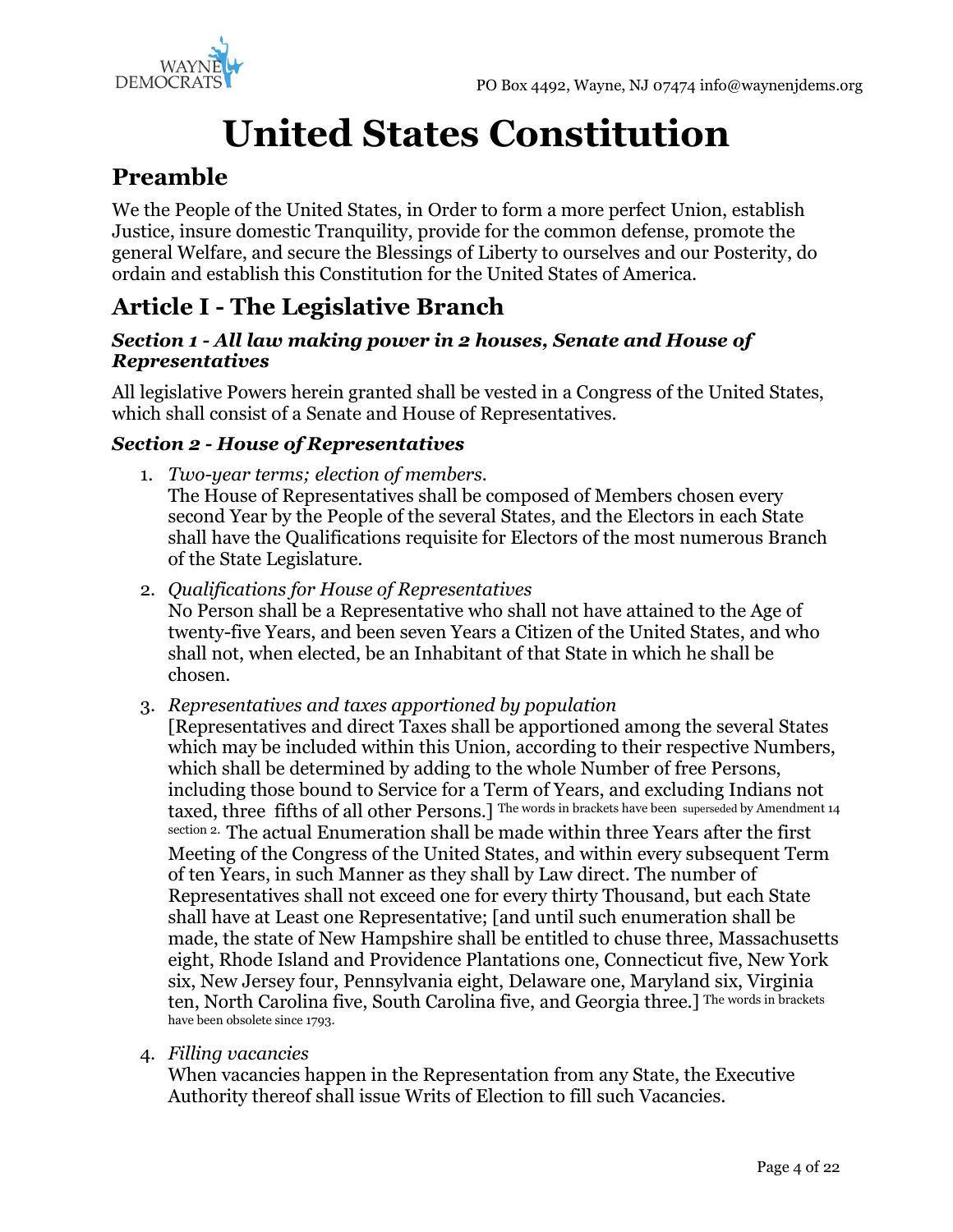# United States Constitution

## Preamble

We the People of the United States, in Order to form a more perfect Union, establish Justice, insure domestic Tranquility, provide for the common defense, promote the general Welfare, and secure the Blessings of Liberty to ourselves and our Posterity, do ordain and establish this Constitution for the United States of America.

## Article I - The Legislative Branch

### *Section 1 - All law making power in 2 houses, Senate and House of Representatives*

All legislative Powers herein granted shall be vested in a Congress of the United States, which shall consist of a Senate and House of Representatives.

### *Section 2 - House of Representatives*

1. *Two-year terms; election of members.*
   The House of Representatives shall be composed of Members chosen every second Year by the People of the several States, and the Electors in each State shall have the Qualifications requisite for Electors of the most numerous Branch of the State Legislature.

2. *Qualifications for House of Representatives*
   No Person shall be a Representative who shall not have attained to the Age of twenty-five Years, and been seven Years a Citizen of the United States, and who shall not, when elected, be an Inhabitant of that State in which he shall be chosen.

3. *Representatives and taxes apportioned by population*
   [Representatives and direct Taxes shall be apportioned among the several States which may be included within this Union, according to their respective Numbers, which shall be determined by adding to the whole Number of free Persons, including those bound to Service for a Term of Years, and excluding Indians not taxed, three fifths of all other Persons.] The words in brackets have been superseded by Amendment 14 section 2. The actual Enumeration shall be made within three Years after the first Meeting of the Congress of the United States, and within every subsequent Term of ten Years, in such Manner as they shall by Law direct. The number of Representatives shall not exceed one for every thirty Thousand, but each State shall have at Least one Representative; [and until such enumeration shall be made, the state of New Hampshire shall be entitled to chuse three, Massachusetts eight, Rhode Island and Providence Plantations one, Connecticut five, New York six, New Jersey four, Pennsylvania eight, Delaware one, Maryland six, Virginia ten, North Carolina five, South Carolina five, and Georgia three.] The words in brackets have been obsolete since 1793.

4. *Filling vacancies*
   When vacancies happen in the Representation from any State, the Executive Authority thereof shall issue Writs of Election to fill such Vacancies.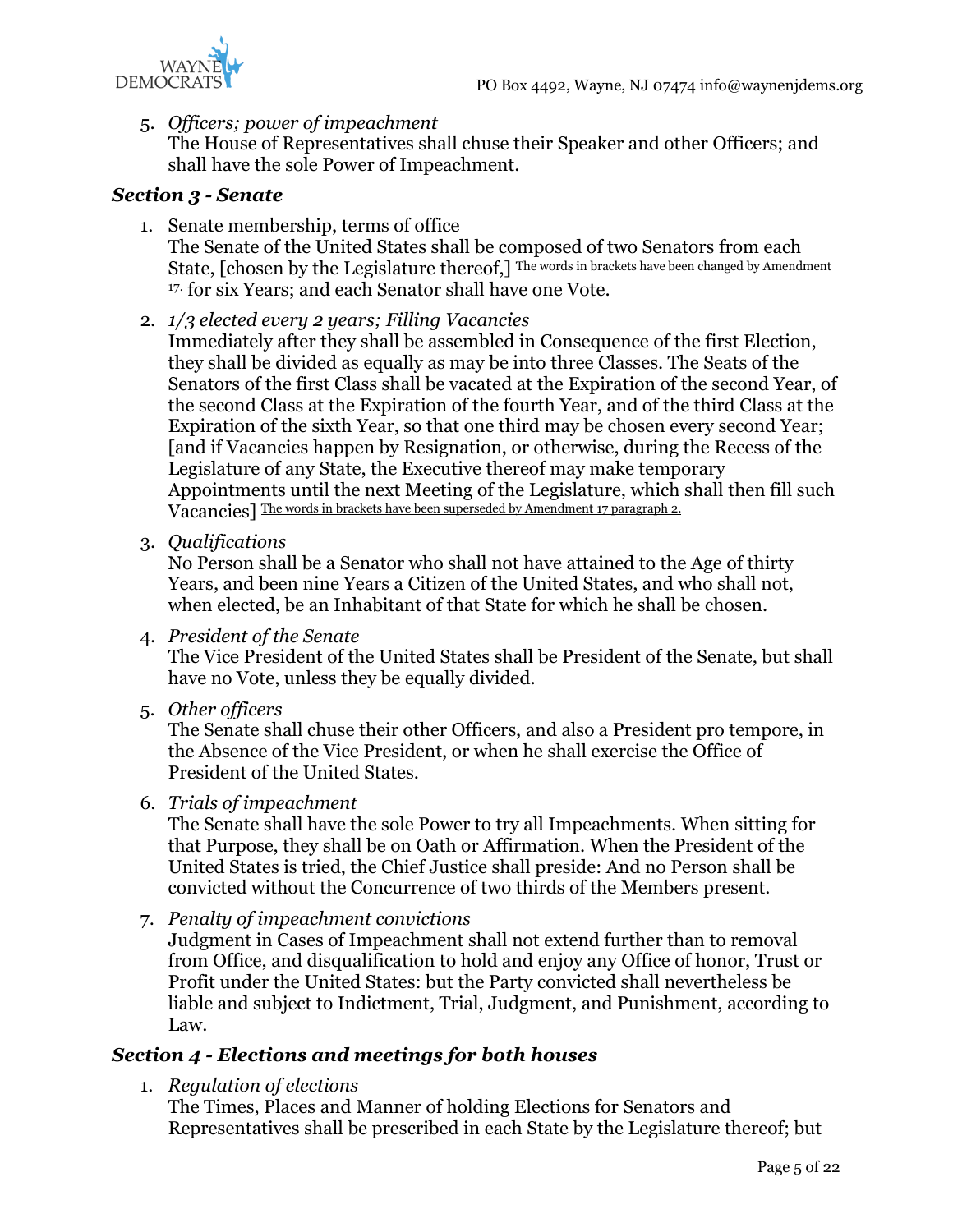5. *Officers; power of impeachment*
   The House of Representatives shall chuse their Speaker and other Officers; and shall have the sole Power of Impeachment.

### *Section 3 - Senate*

1. Senate membership, terms of office
   The Senate of the United States shall be composed of two Senators from each State, [chosen by the Legislature thereof,] The words in brackets have been changed by Amendment 17. for six Years; and each Senator shall have one Vote.

2. *1/3 elected every 2 years; Filling Vacancies*
   Immediately after they shall be assembled in Consequence of the first Election, they shall be divided as equally as may be into three Classes. The Seats of the Senators of the first Class shall be vacated at the Expiration of the second Year, of the second Class at the Expiration of the fourth Year, and of the third Class at the Expiration of the sixth Year, so that one third may be chosen every second Year; [and if Vacancies happen by Resignation, or otherwise, during the Recess of the Legislature of any State, the Executive thereof may make temporary Appointments until the next Meeting of the Legislature, which shall then fill such Vacancies] The words in brackets have been superseded by Amendment 17 paragraph 2.

3. *Qualifications*
   No Person shall be a Senator who shall not have attained to the Age of thirty Years, and been nine Years a Citizen of the United States, and who shall not, when elected, be an Inhabitant of that State for which he shall be chosen.

4. *President of the Senate*
   The Vice President of the United States shall be President of the Senate, but shall have no Vote, unless they be equally divided.

5. *Other officers*
   The Senate shall chuse their other Officers, and also a President pro tempore, in the Absence of the Vice President, or when he shall exercise the Office of President of the United States.

6. *Trials of impeachment*
   The Senate shall have the sole Power to try all Impeachments. When sitting for that Purpose, they shall be on Oath or Affirmation. When the President of the United States is tried, the Chief Justice shall preside: And no Person shall be convicted without the Concurrence of two thirds of the Members present.

7. *Penalty of impeachment convictions*
   Judgment in Cases of Impeachment shall not extend further than to removal from Office, and disqualification to hold and enjoy any Office of honor, Trust or Profit under the United States: but the Party convicted shall nevertheless be liable and subject to Indictment, Trial, Judgment, and Punishment, according to Law.

### *Section 4 - Elections and meetings for both houses*

1. *Regulation of elections*
   The Times, Places and Manner of holding Elections for Senators and Representatives shall be prescribed in each State by the Legislature thereof; but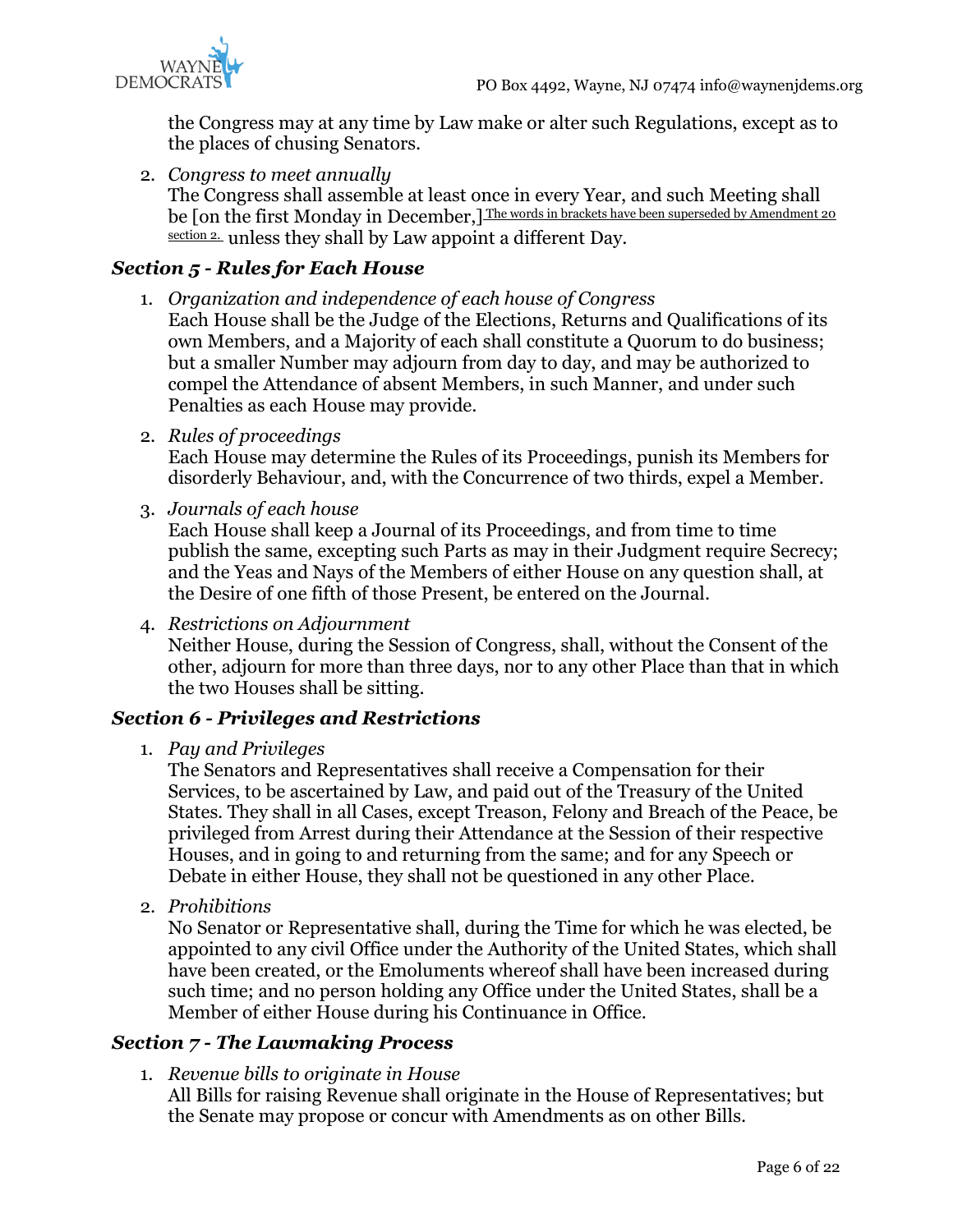the Congress may at any time by Law make or alter such Regulations, except as to the places of chusing Senators.

2. *Congress to meet annually*
   The Congress shall assemble at least once in every Year, and such Meeting shall be [on the first Monday in December,] The words in brackets have been superseded by Amendment 20 section 2. unless they shall by Law appoint a different Day.

### *Section 5 - Rules for Each House*

1. *Organization and independence of each house of Congress*
   Each House shall be the Judge of the Elections, Returns and Qualifications of its own Members, and a Majority of each shall constitute a Quorum to do business; but a smaller Number may adjourn from day to day, and may be authorized to compel the Attendance of absent Members, in such Manner, and under such Penalties as each House may provide.

2. *Rules of proceedings*
   Each House may determine the Rules of its Proceedings, punish its Members for disorderly Behaviour, and, with the Concurrence of two thirds, expel a Member.

3. *Journals of each house*
   Each House shall keep a Journal of its Proceedings, and from time to time publish the same, excepting such Parts as may in their Judgment require Secrecy; and the Yeas and Nays of the Members of either House on any question shall, at the Desire of one fifth of those Present, be entered on the Journal.

4. *Restrictions on Adjournment*
   Neither House, during the Session of Congress, shall, without the Consent of the other, adjourn for more than three days, nor to any other Place than that in which the two Houses shall be sitting.

### *Section 6 - Privileges and Restrictions*

1. *Pay and Privileges*
   The Senators and Representatives shall receive a Compensation for their Services, to be ascertained by Law, and paid out of the Treasury of the United States. They shall in all Cases, except Treason, Felony and Breach of the Peace, be privileged from Arrest during their Attendance at the Session of their respective Houses, and in going to and returning from the same; and for any Speech or Debate in either House, they shall not be questioned in any other Place.

2. *Prohibitions*
   No Senator or Representative shall, during the Time for which he was elected, be appointed to any civil Office under the Authority of the United States, which shall have been created, or the Emoluments whereof shall have been increased during such time; and no person holding any Office under the United States, shall be a Member of either House during his Continuance in Office.

### *Section 7 - The Lawmaking Process*

1. *Revenue bills to originate in House*
   All Bills for raising Revenue shall originate in the House of Representatives; but the Senate may propose or concur with Amendments as on other Bills.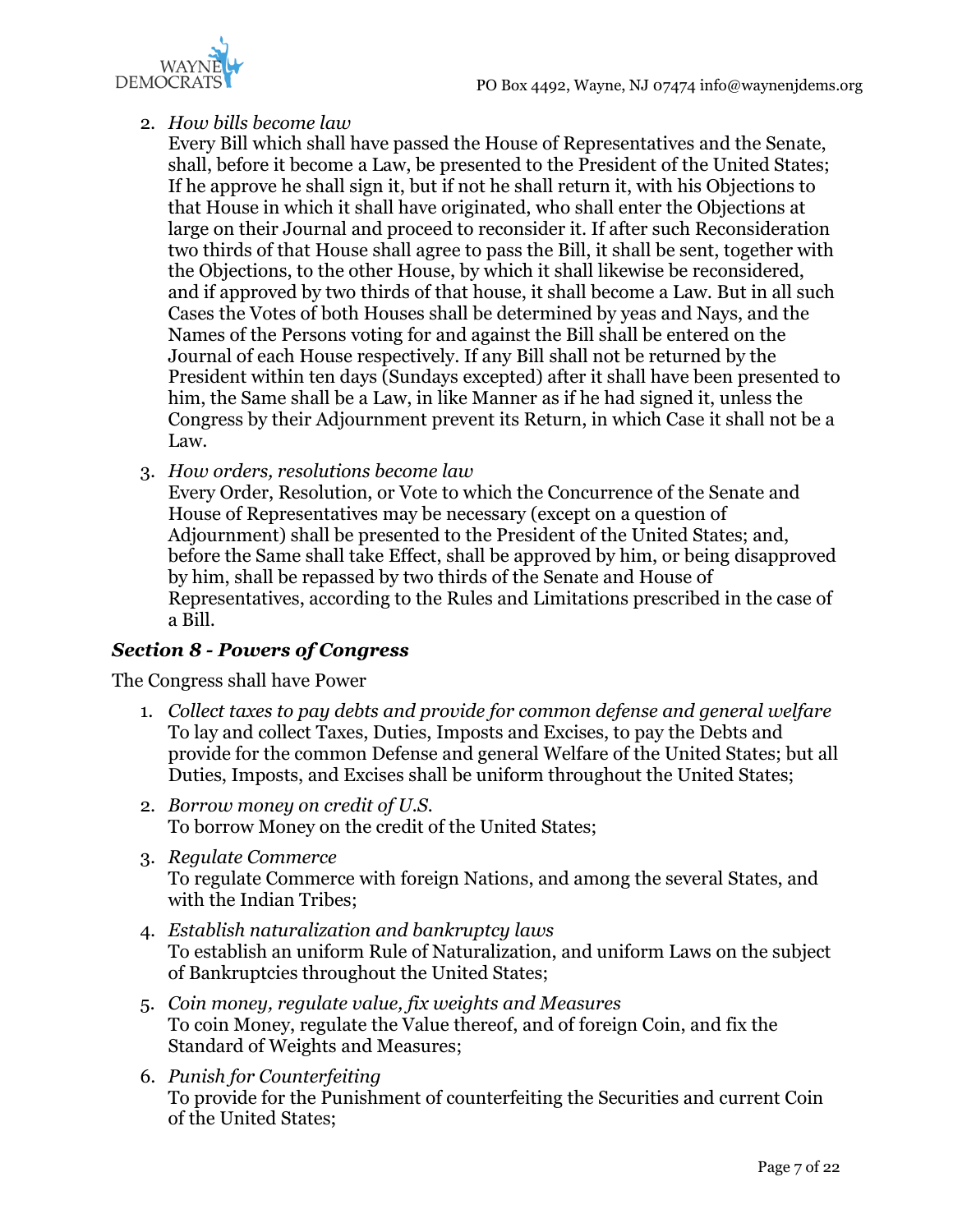2. *How bills become law*
   Every Bill which shall have passed the House of Representatives and the Senate, shall, before it become a Law, be presented to the President of the United States; If he approve he shall sign it, but if not he shall return it, with his Objections to that House in which it shall have originated, who shall enter the Objections at large on their Journal and proceed to reconsider it. If after such Reconsideration two thirds of that House shall agree to pass the Bill, it shall be sent, together with the Objections, to the other House, by which it shall likewise be reconsidered, and if approved by two thirds of that house, it shall become a Law. But in all such Cases the Votes of both Houses shall be determined by yeas and Nays, and the Names of the Persons voting for and against the Bill shall be entered on the Journal of each House respectively. If any Bill shall not be returned by the President within ten days (Sundays excepted) after it shall have been presented to him, the Same shall be a Law, in like Manner as if he had signed it, unless the Congress by their Adjournment prevent its Return, in which Case it shall not be a Law.

3. *How orders, resolutions become law*
   Every Order, Resolution, or Vote to which the Concurrence of the Senate and House of Representatives may be necessary (except on a question of Adjournment) shall be presented to the President of the United States; and, before the Same shall take Effect, shall be approved by him, or being disapproved by him, shall be repassed by two thirds of the Senate and House of Representatives, according to the Rules and Limitations prescribed in the case of a Bill.

### *Section 8 - Powers of Congress*

The Congress shall have Power

1. *Collect taxes to pay debts and provide for common defense and general welfare*
   To lay and collect Taxes, Duties, Imposts and Excises, to pay the Debts and provide for the common Defense and general Welfare of the United States; but all Duties, Imposts, and Excises shall be uniform throughout the United States;

2. *Borrow money on credit of U.S.*
   To borrow Money on the credit of the United States;

3. *Regulate Commerce*
   To regulate Commerce with foreign Nations, and among the several States, and with the Indian Tribes;

4. *Establish naturalization and bankruptcy laws*
   To establish an uniform Rule of Naturalization, and uniform Laws on the subject of Bankruptcies throughout the United States;

5. *Coin money, regulate value, fix weights and Measures*
   To coin Money, regulate the Value thereof, and of foreign Coin, and fix the Standard of Weights and Measures;

6. *Punish for Counterfeiting*
   To provide for the Punishment of counterfeiting the Securities and current Coin of the United States;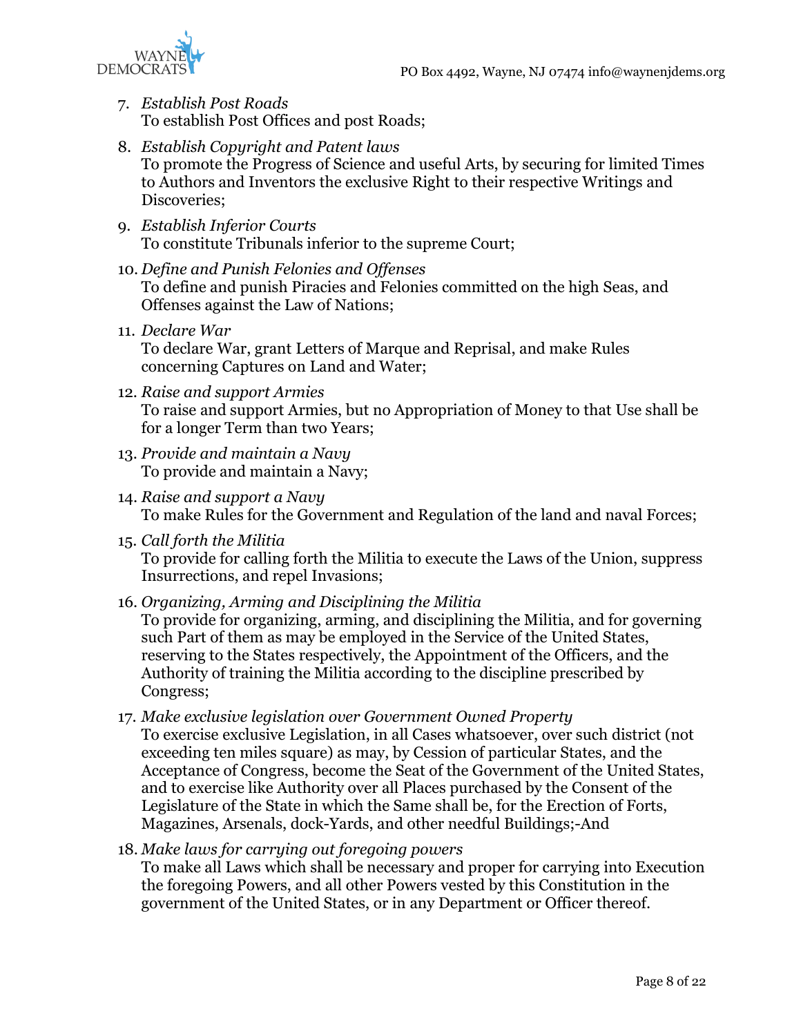7. *Establish Post Roads*
   To establish Post Offices and post Roads;

8. *Establish Copyright and Patent laws*
   To promote the Progress of Science and useful Arts, by securing for limited Times to Authors and Inventors the exclusive Right to their respective Writings and Discoveries;

9. *Establish Inferior Courts*
   To constitute Tribunals inferior to the supreme Court;

10. *Define and Punish Felonies and Offenses*
    To define and punish Piracies and Felonies committed on the high Seas, and Offenses against the Law of Nations;

11. *Declare War*
    To declare War, grant Letters of Marque and Reprisal, and make Rules concerning Captures on Land and Water;

12. *Raise and support Armies*
    To raise and support Armies, but no Appropriation of Money to that Use shall be for a longer Term than two Years;

13. *Provide and maintain a Navy*
    To provide and maintain a Navy;

14. *Raise and support a Navy*
    To make Rules for the Government and Regulation of the land and naval Forces;

15. *Call forth the Militia*
    To provide for calling forth the Militia to execute the Laws of the Union, suppress Insurrections, and repel Invasions;

16. *Organizing, Arming and Disciplining the Militia*
    To provide for organizing, arming, and disciplining the Militia, and for governing such Part of them as may be employed in the Service of the United States, reserving to the States respectively, the Appointment of the Officers, and the Authority of training the Militia according to the discipline prescribed by Congress;

17. *Make exclusive legislation over Government Owned Property*
    To exercise exclusive Legislation, in all Cases whatsoever, over such district (not exceeding ten miles square) as may, by Cession of particular States, and the Acceptance of Congress, become the Seat of the Government of the United States, and to exercise like Authority over all Places purchased by the Consent of the Legislature of the State in which the Same shall be, for the Erection of Forts, Magazines, Arsenals, dock-Yards, and other needful Buildings;-And

18. *Make laws for carrying out foregoing powers*
    To make all Laws which shall be necessary and proper for carrying into Execution the foregoing Powers, and all other Powers vested by this Constitution in the government of the United States, or in any Department or Officer thereof.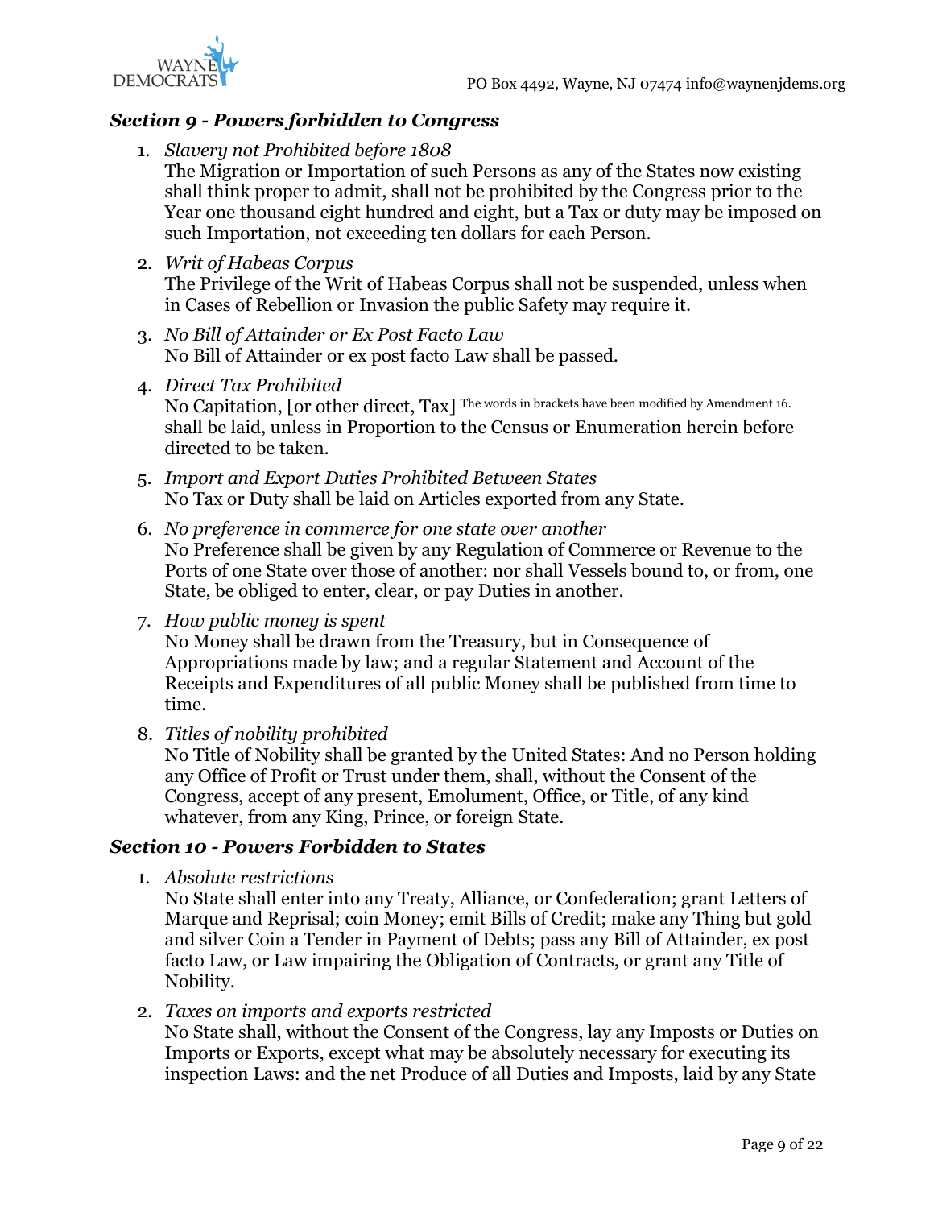### *Section 9 - Powers forbidden to Congress*

1. *Slavery not Prohibited before 1808*
   The Migration or Importation of such Persons as any of the States now existing shall think proper to admit, shall not be prohibited by the Congress prior to the Year one thousand eight hundred and eight, but a Tax or duty may be imposed on such Importation, not exceeding ten dollars for each Person.

2. *Writ of Habeas Corpus*
   The Privilege of the Writ of Habeas Corpus shall not be suspended, unless when in Cases of Rebellion or Invasion the public Safety may require it.

3. *No Bill of Attainder or Ex Post Facto Law*
   No Bill of Attainder or ex post facto Law shall be passed.

4. *Direct Tax Prohibited*
   No Capitation, [or other direct, Tax] The words in brackets have been modified by Amendment 16. shall be laid, unless in Proportion to the Census or Enumeration herein before directed to be taken.

5. *Import and Export Duties Prohibited Between States*
   No Tax or Duty shall be laid on Articles exported from any State.

6. *No preference in commerce for one state over another*
   No Preference shall be given by any Regulation of Commerce or Revenue to the Ports of one State over those of another: nor shall Vessels bound to, or from, one State, be obliged to enter, clear, or pay Duties in another.

7. *How public money is spent*
   No Money shall be drawn from the Treasury, but in Consequence of Appropriations made by law; and a regular Statement and Account of the Receipts and Expenditures of all public Money shall be published from time to time.

8. *Titles of nobility prohibited*
   No Title of Nobility shall be granted by the United States: And no Person holding any Office of Profit or Trust under them, shall, without the Consent of the Congress, accept of any present, Emolument, Office, or Title, of any kind whatever, from any King, Prince, or foreign State.

### *Section 10 - Powers Forbidden to States*

1. *Absolute restrictions*
   No State shall enter into any Treaty, Alliance, or Confederation; grant Letters of Marque and Reprisal; coin Money; emit Bills of Credit; make any Thing but gold and silver Coin a Tender in Payment of Debts; pass any Bill of Attainder, ex post facto Law, or Law impairing the Obligation of Contracts, or grant any Title of Nobility.

2. *Taxes on imports and exports restricted*
   No State shall, without the Consent of the Congress, lay any Imposts or Duties on Imports or Exports, except what may be absolutely necessary for executing its inspection Laws: and the net Produce of all Duties and Imposts, laid by any State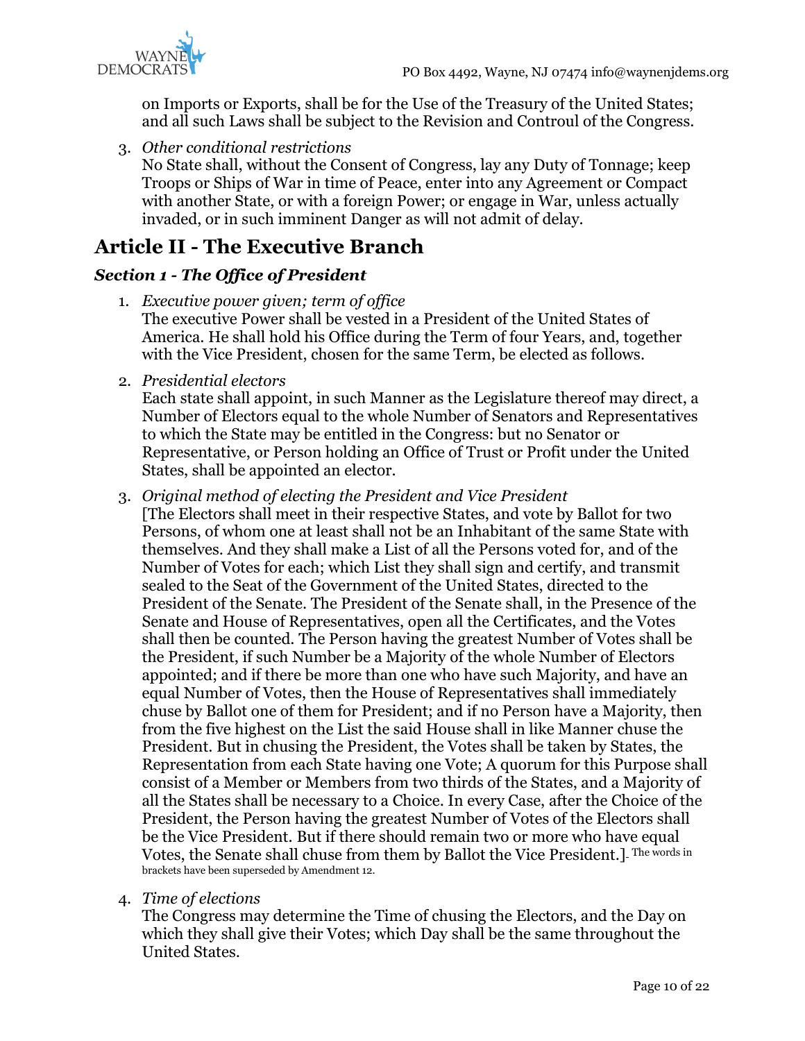on Imports or Exports, shall be for the Use of the Treasury of the United States; and all such Laws shall be subject to the Revision and Controul of the Congress.

3. *Other conditional restrictions*
   No State shall, without the Consent of Congress, lay any Duty of Tonnage; keep Troops or Ships of War in time of Peace, enter into any Agreement or Compact with another State, or with a foreign Power; or engage in War, unless actually invaded, or in such imminent Danger as will not admit of delay.

## Article II - The Executive Branch

### *Section 1 - The Office of President*

1. *Executive power given; term of office*
   The executive Power shall be vested in a President of the United States of America. He shall hold his Office during the Term of four Years, and, together with the Vice President, chosen for the same Term, be elected as follows.

2. *Presidential electors*
   Each state shall appoint, in such Manner as the Legislature thereof may direct, a Number of Electors equal to the whole Number of Senators and Representatives to which the State may be entitled in the Congress: but no Senator or Representative, or Person holding an Office of Trust or Profit under the United States, shall be appointed an elector.

3. *Original method of electing the President and Vice President*
   [The Electors shall meet in their respective States, and vote by Ballot for two Persons, of whom one at least shall not be an Inhabitant of the same State with themselves. And they shall make a List of all the Persons voted for, and of the Number of Votes for each; which List they shall sign and certify, and transmit sealed to the Seat of the Government of the United States, directed to the President of the Senate. The President of the Senate shall, in the Presence of the Senate and House of Representatives, open all the Certificates, and the Votes shall then be counted. The Person having the greatest Number of Votes shall be the President, if such Number be a Majority of the whole Number of Electors appointed; and if there be more than one who have such Majority, and have an equal Number of Votes, then the House of Representatives shall immediately chuse by Ballot one of them for President; and if no Person have a Majority, then from the five highest on the List the said House shall in like Manner chuse the President. But in chusing the President, the Votes shall be taken by States, the Representation from each State having one Vote; A quorum for this Purpose shall consist of a Member or Members from two thirds of the States, and a Majority of all the States shall be necessary to a Choice. In every Case, after the Choice of the President, the Person having the greatest Number of Votes of the Electors shall be the Vice President. But if there should remain two or more who have equal Votes, the Senate shall chuse from them by Ballot the Vice President.] - The words in brackets have been superseded by Amendment 12.

4. *Time of elections*
   The Congress may determine the Time of chusing the Electors, and the Day on which they shall give their Votes; which Day shall be the same throughout the United States.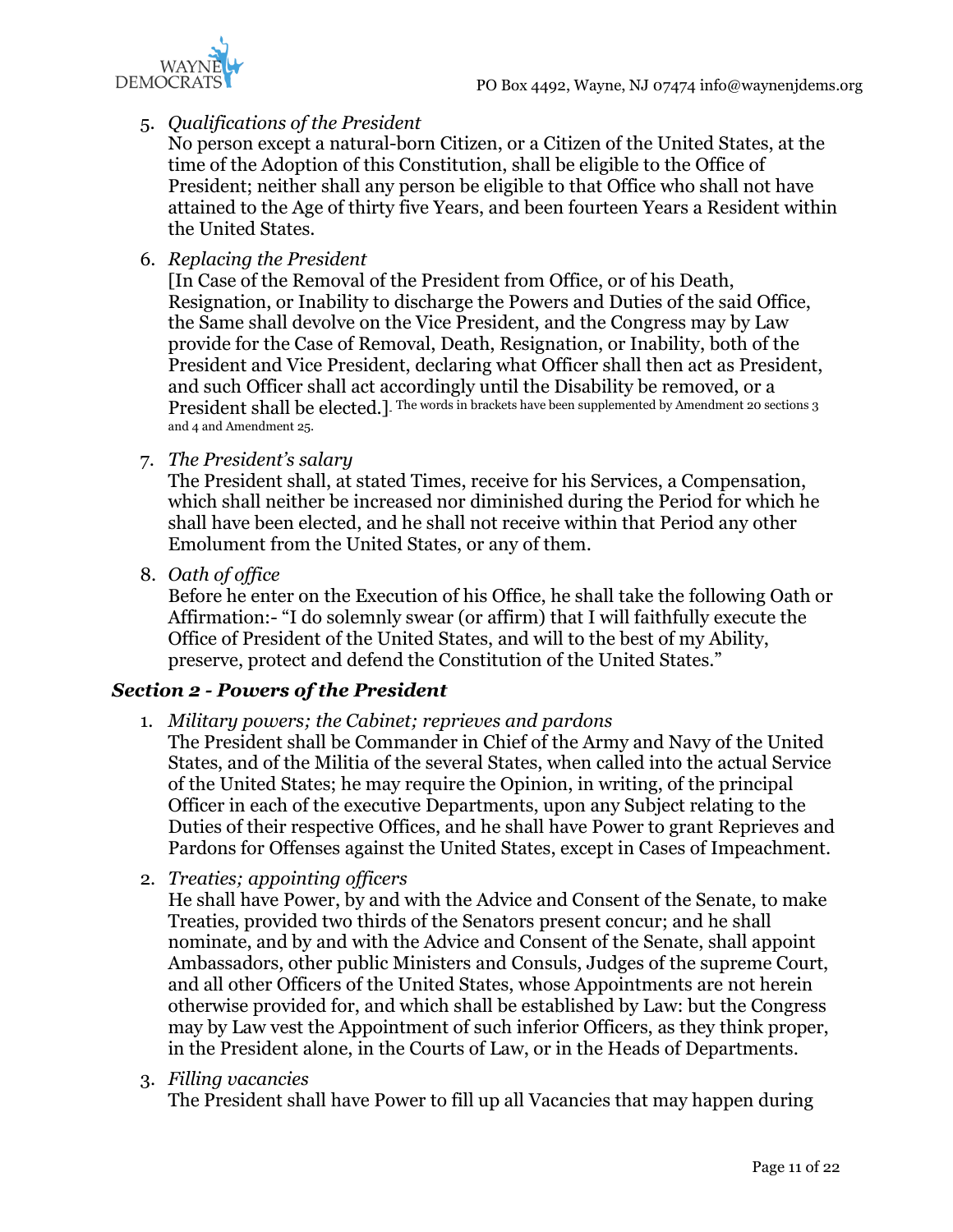5. *Qualifications of the President*
   No person except a natural-born Citizen, or a Citizen of the United States, at the time of the Adoption of this Constitution, shall be eligible to the Office of President; neither shall any person be eligible to that Office who shall not have attained to the Age of thirty five Years, and been fourteen Years a Resident within the United States.

6. *Replacing the President*
   [In Case of the Removal of the President from Office, or of his Death, Resignation, or Inability to discharge the Powers and Duties of the said Office, the Same shall devolve on the Vice President, and the Congress may by Law provide for the Case of Removal, Death, Resignation, or Inability, both of the President and Vice President, declaring what Officer shall then act as President, and such Officer shall act accordingly until the Disability be removed, or a President shall be elected.]. The words in brackets have been supplemented by Amendment 20 sections 3 and 4 and Amendment 25.

7. *The President's salary*
   The President shall, at stated Times, receive for his Services, a Compensation, which shall neither be increased nor diminished during the Period for which he shall have been elected, and he shall not receive within that Period any other Emolument from the United States, or any of them.

8. *Oath of office*
   Before he enter on the Execution of his Office, he shall take the following Oath or Affirmation:- "I do solemnly swear (or affirm) that I will faithfully execute the Office of President of the United States, and will to the best of my Ability, preserve, protect and defend the Constitution of the United States."

### *Section 2 - Powers of the President*

1. *Military powers; the Cabinet; reprieves and pardons*
   The President shall be Commander in Chief of the Army and Navy of the United States, and of the Militia of the several States, when called into the actual Service of the United States; he may require the Opinion, in writing, of the principal Officer in each of the executive Departments, upon any Subject relating to the Duties of their respective Offices, and he shall have Power to grant Reprieves and Pardons for Offenses against the United States, except in Cases of Impeachment.

2. *Treaties; appointing officers*
   He shall have Power, by and with the Advice and Consent of the Senate, to make Treaties, provided two thirds of the Senators present concur; and he shall nominate, and by and with the Advice and Consent of the Senate, shall appoint Ambassadors, other public Ministers and Consuls, Judges of the supreme Court, and all other Officers of the United States, whose Appointments are not herein otherwise provided for, and which shall be established by Law: but the Congress may by Law vest the Appointment of such inferior Officers, as they think proper, in the President alone, in the Courts of Law, or in the Heads of Departments.

3. *Filling vacancies*
   The President shall have Power to fill up all Vacancies that may happen during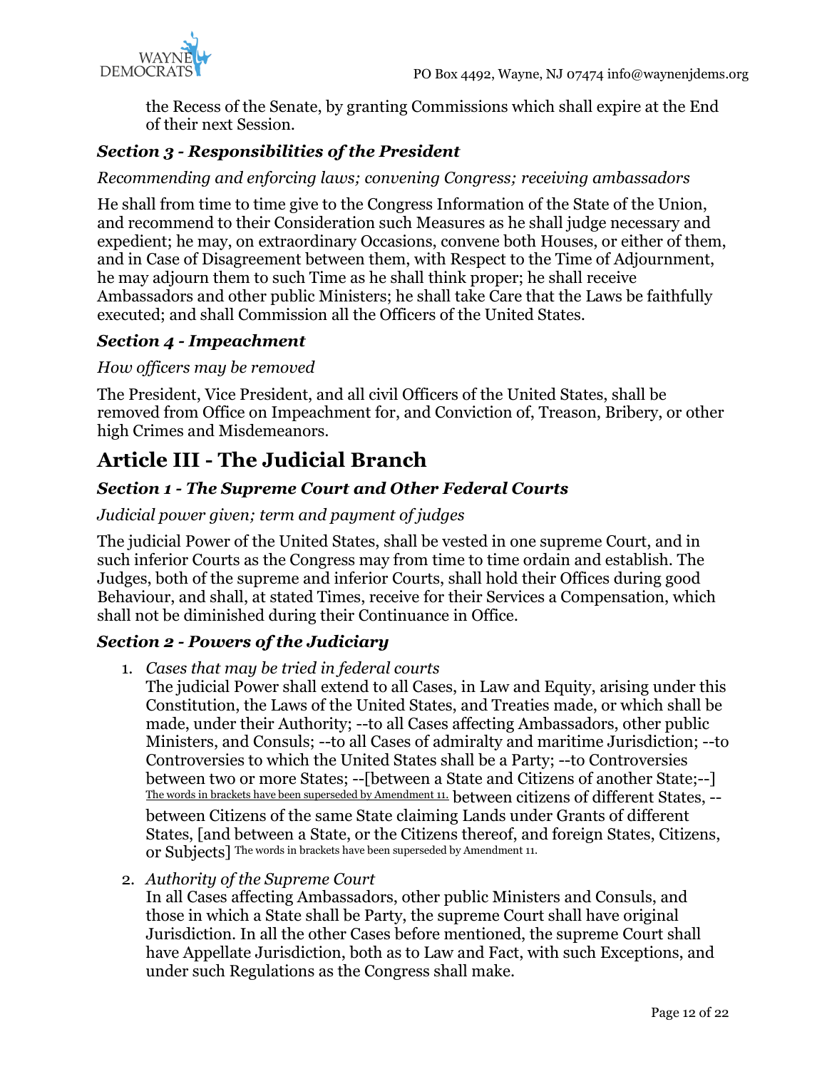the Recess of the Senate, by granting Commissions which shall expire at the End of their next Session.

### *Section 3 - Responsibilities of the President*

*Recommending and enforcing laws; convening Congress; receiving ambassadors*

He shall from time to time give to the Congress Information of the State of the Union, and recommend to their Consideration such Measures as he shall judge necessary and expedient; he may, on extraordinary Occasions, convene both Houses, or either of them, and in Case of Disagreement between them, with Respect to the Time of Adjournment, he may adjourn them to such Time as he shall think proper; he shall receive Ambassadors and other public Ministers; he shall take Care that the Laws be faithfully executed; and shall Commission all the Officers of the United States.

### *Section 4 - Impeachment*

*How officers may be removed*

The President, Vice President, and all civil Officers of the United States, shall be removed from Office on Impeachment for, and Conviction of, Treason, Bribery, or other high Crimes and Misdemeanors.

## Article III - The Judicial Branch

### *Section 1 - The Supreme Court and Other Federal Courts*

*Judicial power given; term and payment of judges*

The judicial Power of the United States, shall be vested in one supreme Court, and in such inferior Courts as the Congress may from time to time ordain and establish. The Judges, both of the supreme and inferior Courts, shall hold their Offices during good Behaviour, and shall, at stated Times, receive for their Services a Compensation, which shall not be diminished during their Continuance in Office.

### *Section 2 - Powers of the Judiciary*

1. *Cases that may be tried in federal courts*
   The judicial Power shall extend to all Cases, in Law and Equity, arising under this Constitution, the Laws of the United States, and Treaties made, or which shall be made, under their Authority; --to all Cases affecting Ambassadors, other public Ministers, and Consuls; --to all Cases of admiralty and maritime Jurisdiction; --to Controversies to which the United States shall be a Party; --to Controversies between two or more States; --[between a State and Citizens of another State;--] The words in brackets have been superseded by Amendment 11. between citizens of different States, --between Citizens of the same State claiming Lands under Grants of different States, [and between a State, or the Citizens thereof, and foreign States, Citizens, or Subjects] The words in brackets have been superseded by Amendment 11.

2. *Authority of the Supreme Court*
   In all Cases affecting Ambassadors, other public Ministers and Consuls, and those in which a State shall be Party, the supreme Court shall have original Jurisdiction. In all the other Cases before mentioned, the supreme Court shall have Appellate Jurisdiction, both as to Law and Fact, with such Exceptions, and under such Regulations as the Congress shall make.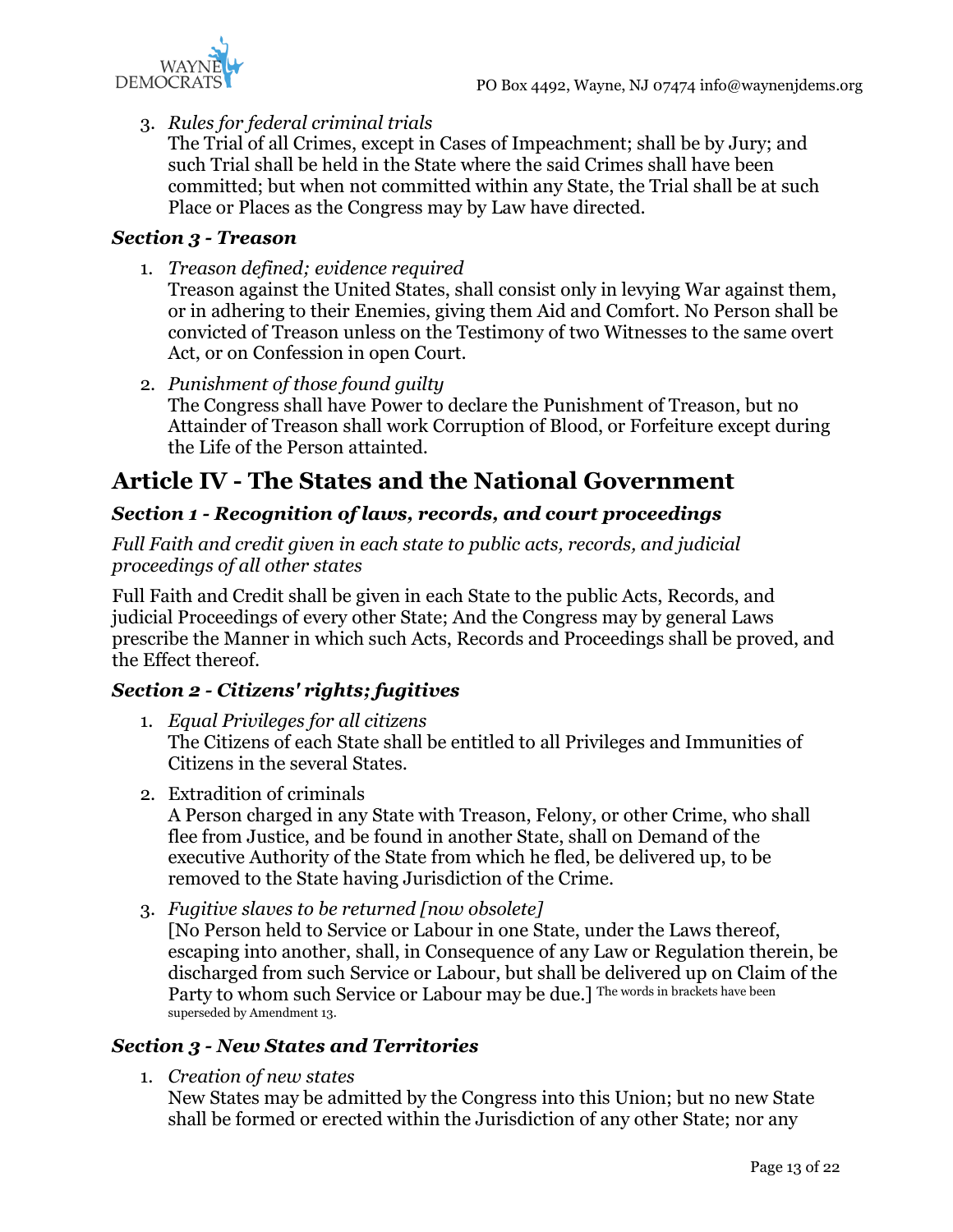3. *Rules for federal criminal trials*
   The Trial of all Crimes, except in Cases of Impeachment; shall be by Jury; and such Trial shall be held in the State where the said Crimes shall have been committed; but when not committed within any State, the Trial shall be at such Place or Places as the Congress may by Law have directed.

### *Section 3 - Treason*

1. *Treason defined; evidence required*
   Treason against the United States, shall consist only in levying War against them, or in adhering to their Enemies, giving them Aid and Comfort. No Person shall be convicted of Treason unless on the Testimony of two Witnesses to the same overt Act, or on Confession in open Court.

2. *Punishment of those found guilty*
   The Congress shall have Power to declare the Punishment of Treason, but no Attainder of Treason shall work Corruption of Blood, or Forfeiture except during the Life of the Person attainted.

## Article IV - The States and the National Government

### *Section 1 - Recognition of laws, records, and court proceedings*

*Full Faith and credit given in each state to public acts, records, and judicial proceedings of all other states*

Full Faith and Credit shall be given in each State to the public Acts, Records, and judicial Proceedings of every other State; And the Congress may by general Laws prescribe the Manner in which such Acts, Records and Proceedings shall be proved, and the Effect thereof.

### *Section 2 - Citizens' rights; fugitives*

1. *Equal Privileges for all citizens*
   The Citizens of each State shall be entitled to all Privileges and Immunities of Citizens in the several States.

2. Extradition of criminals
   A Person charged in any State with Treason, Felony, or other Crime, who shall flee from Justice, and be found in another State, shall on Demand of the executive Authority of the State from which he fled, be delivered up, to be removed to the State having Jurisdiction of the Crime.

3. *Fugitive slaves to be returned [now obsolete]*
   [No Person held to Service or Labour in one State, under the Laws thereof, escaping into another, shall, in Consequence of any Law or Regulation therein, be discharged from such Service or Labour, but shall be delivered up on Claim of the Party to whom such Service or Labour may be due.] The words in brackets have been superseded by Amendment 13.

### *Section 3 - New States and Territories*

1. *Creation of new states*
   New States may be admitted by the Congress into this Union; but no new State shall be formed or erected within the Jurisdiction of any other State; nor any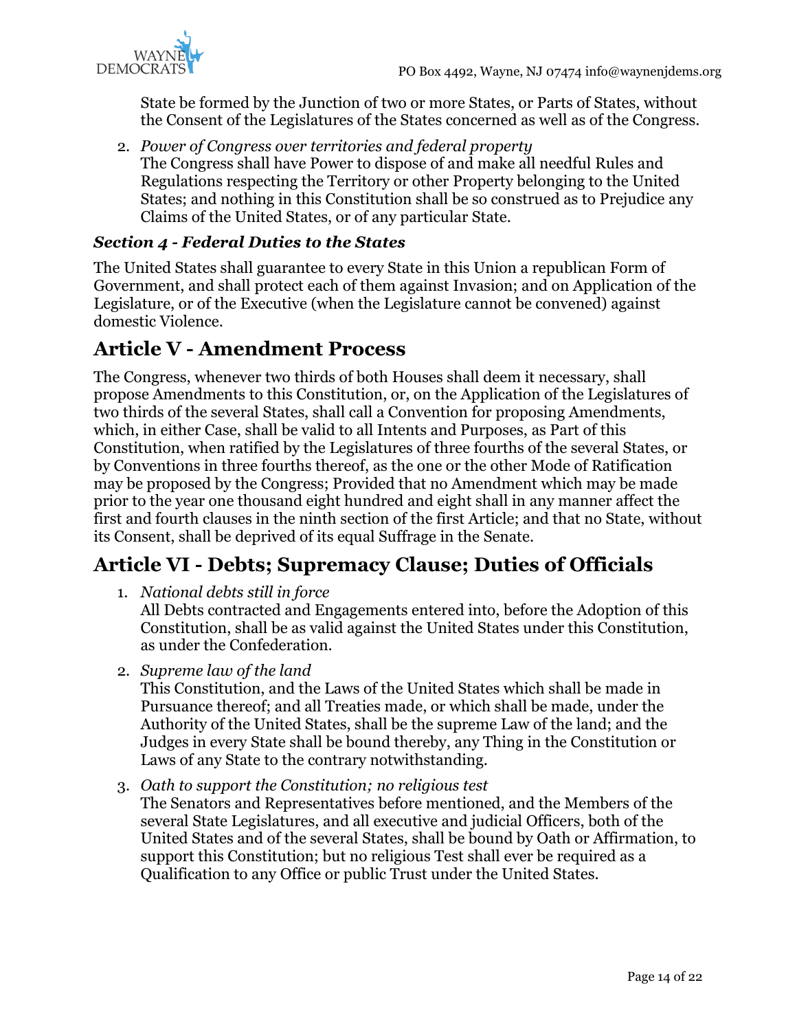State be formed by the Junction of two or more States, or Parts of States, without the Consent of the Legislatures of the States concerned as well as of the Congress.

2. *Power of Congress over territories and federal property*
   The Congress shall have Power to dispose of and make all needful Rules and Regulations respecting the Territory or other Property belonging to the United States; and nothing in this Constitution shall be so construed as to Prejudice any Claims of the United States, or of any particular State.

### *Section 4 - Federal Duties to the States*

The United States shall guarantee to every State in this Union a republican Form of Government, and shall protect each of them against Invasion; and on Application of the Legislature, or of the Executive (when the Legislature cannot be convened) against domestic Violence.

## Article V - Amendment Process

The Congress, whenever two thirds of both Houses shall deem it necessary, shall propose Amendments to this Constitution, or, on the Application of the Legislatures of two thirds of the several States, shall call a Convention for proposing Amendments, which, in either Case, shall be valid to all Intents and Purposes, as Part of this Constitution, when ratified by the Legislatures of three fourths of the several States, or by Conventions in three fourths thereof, as the one or the other Mode of Ratification may be proposed by the Congress; Provided that no Amendment which may be made prior to the year one thousand eight hundred and eight shall in any manner affect the first and fourth clauses in the ninth section of the first Article; and that no State, without its Consent, shall be deprived of its equal Suffrage in the Senate.

## Article VI - Debts; Supremacy Clause; Duties of Officials

1. *National debts still in force*
   All Debts contracted and Engagements entered into, before the Adoption of this Constitution, shall be as valid against the United States under this Constitution, as under the Confederation.

2. *Supreme law of the land*
   This Constitution, and the Laws of the United States which shall be made in Pursuance thereof; and all Treaties made, or which shall be made, under the Authority of the United States, shall be the supreme Law of the land; and the Judges in every State shall be bound thereby, any Thing in the Constitution or Laws of any State to the contrary notwithstanding.

3. *Oath to support the Constitution; no religious test*
   The Senators and Representatives before mentioned, and the Members of the several State Legislatures, and all executive and judicial Officers, both of the United States and of the several States, shall be bound by Oath or Affirmation, to support this Constitution; but no religious Test shall ever be required as a Qualification to any Office or public Trust under the United States.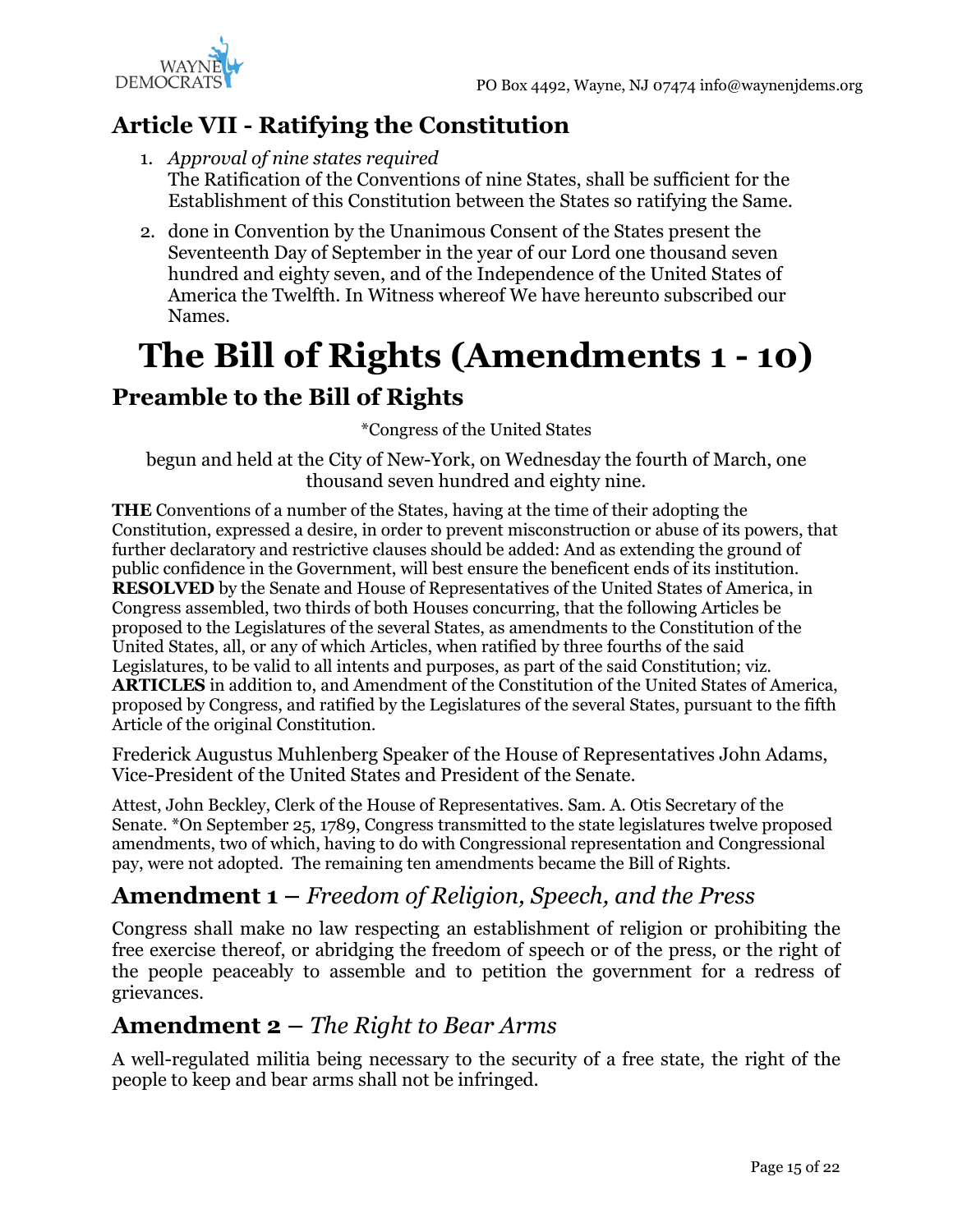## Article VII - Ratifying the Constitution

1. *Approval of nine states required*
   The Ratification of the Conventions of nine States, shall be sufficient for the Establishment of this Constitution between the States so ratifying the Same.
2. done in Convention by the Unanimous Consent of the States present the Seventeenth Day of September in the year of our Lord one thousand seven hundred and eighty seven, and of the Independence of the United States of America the Twelfth. In Witness whereof We have hereunto subscribed our Names.

# The Bill of Rights (Amendments 1 - 10)

## Preamble to the Bill of Rights

*Congress of the United States

begun and held at the City of New-York, on Wednesday the fourth of March, one thousand seven hundred and eighty nine.

**THE** Conventions of a number of the States, having at the time of their adopting the Constitution, expressed a desire, in order to prevent misconstruction or abuse of its powers, that further declaratory and restrictive clauses should be added: And as extending the ground of public confidence in the Government, will best ensure the beneficent ends of its institution. **RESOLVED** by the Senate and House of Representatives of the United States of America, in Congress assembled, two thirds of both Houses concurring, that the following Articles be proposed to the Legislatures of the several States, as amendments to the Constitution of the United States, all, or any of which Articles, when ratified by three fourths of the said Legislatures, to be valid to all intents and purposes, as part of the said Constitution; viz. **ARTICLES** in addition to, and Amendment of the Constitution of the United States of America, proposed by Congress, and ratified by the Legislatures of the several States, pursuant to the fifth Article of the original Constitution.

Frederick Augustus Muhlenberg Speaker of the House of Representatives John Adams, Vice-President of the United States and President of the Senate.

Attest, John Beckley, Clerk of the House of Representatives. Sam. A. Otis Secretary of the Senate. *On September 25, 1789, Congress transmitted to the state legislatures twelve proposed amendments, two of which, having to do with Congressional representation and Congressional pay, were not adopted. The remaining ten amendments became the Bill of Rights.

## Amendment 1 – *Freedom of Religion, Speech, and the Press*

Congress shall make no law respecting an establishment of religion or prohibiting the free exercise thereof, or abridging the freedom of speech or of the press, or the right of the people peaceably to assemble and to petition the government for a redress of grievances.

## Amendment 2 – *The Right to Bear Arms*

A well-regulated militia being necessary to the security of a free state, the right of the people to keep and bear arms shall not be infringed.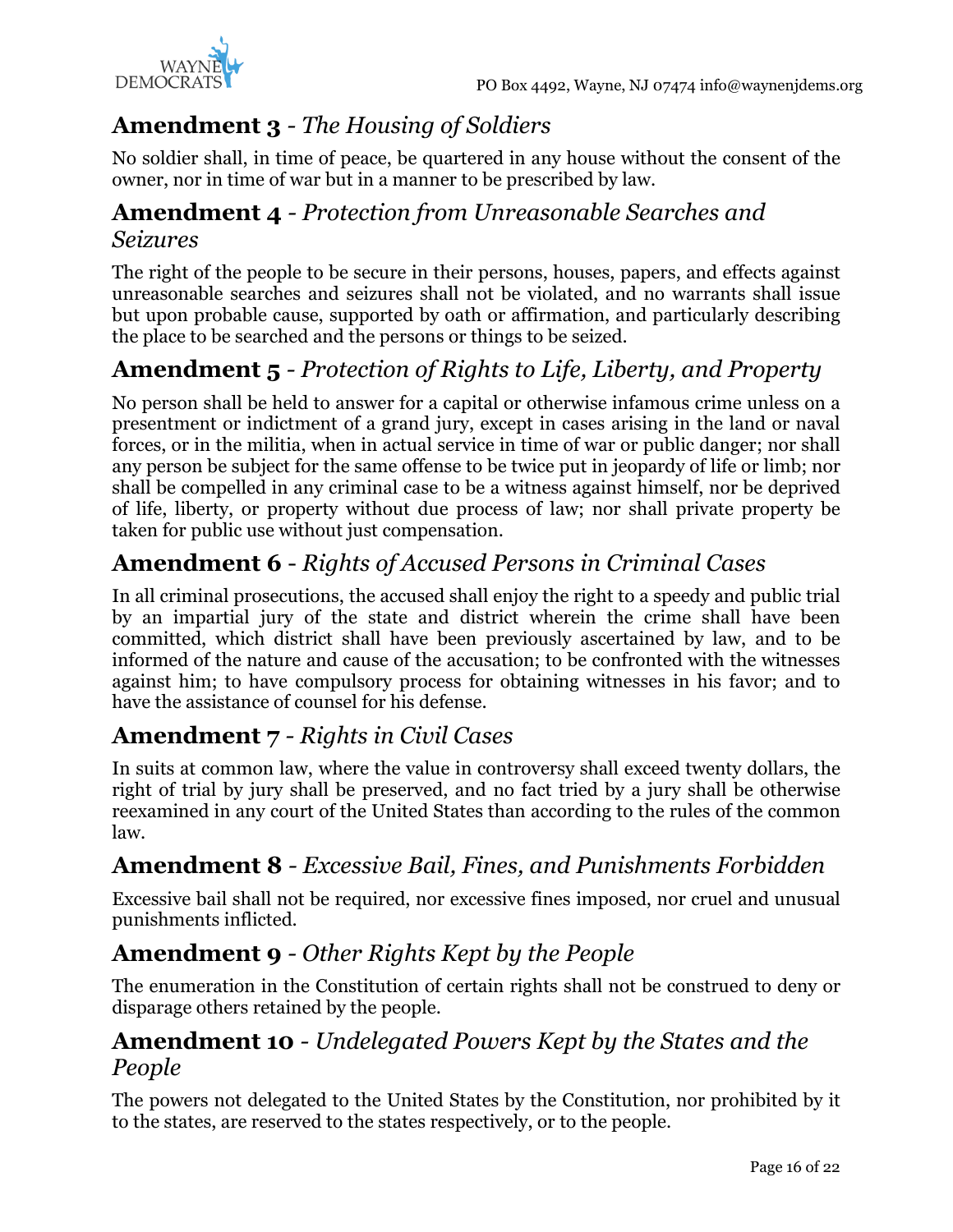## **Amendment 3** - *The Housing of Soldiers*

No soldier shall, in time of peace, be quartered in any house without the consent of the owner, nor in time of war but in a manner to be prescribed by law.

## **Amendment 4** - *Protection from Unreasonable Searches and Seizures*

The right of the people to be secure in their persons, houses, papers, and effects against unreasonable searches and seizures shall not be violated, and no warrants shall issue but upon probable cause, supported by oath or affirmation, and particularly describing the place to be searched and the persons or things to be seized.

## **Amendment 5** - *Protection of Rights to Life, Liberty, and Property*

No person shall be held to answer for a capital or otherwise infamous crime unless on a presentment or indictment of a grand jury, except in cases arising in the land or naval forces, or in the militia, when in actual service in time of war or public danger; nor shall any person be subject for the same offense to be twice put in jeopardy of life or limb; nor shall be compelled in any criminal case to be a witness against himself, nor be deprived of life, liberty, or property without due process of law; nor shall private property be taken for public use without just compensation.

## **Amendment 6** - *Rights of Accused Persons in Criminal Cases*

In all criminal prosecutions, the accused shall enjoy the right to a speedy and public trial by an impartial jury of the state and district wherein the crime shall have been committed, which district shall have been previously ascertained by law, and to be informed of the nature and cause of the accusation; to be confronted with the witnesses against him; to have compulsory process for obtaining witnesses in his favor; and to have the assistance of counsel for his defense.

## **Amendment 7** - *Rights in Civil Cases*

In suits at common law, where the value in controversy shall exceed twenty dollars, the right of trial by jury shall be preserved, and no fact tried by a jury shall be otherwise reexamined in any court of the United States than according to the rules of the common law.

## **Amendment 8** - *Excessive Bail, Fines, and Punishments Forbidden*

Excessive bail shall not be required, nor excessive fines imposed, nor cruel and unusual punishments inflicted.

## **Amendment 9** - *Other Rights Kept by the People*

The enumeration in the Constitution of certain rights shall not be construed to deny or disparage others retained by the people.

## **Amendment 10** - *Undelegated Powers Kept by the States and the People*

The powers not delegated to the United States by the Constitution, nor prohibited by it to the states, are reserved to the states respectively, or to the people.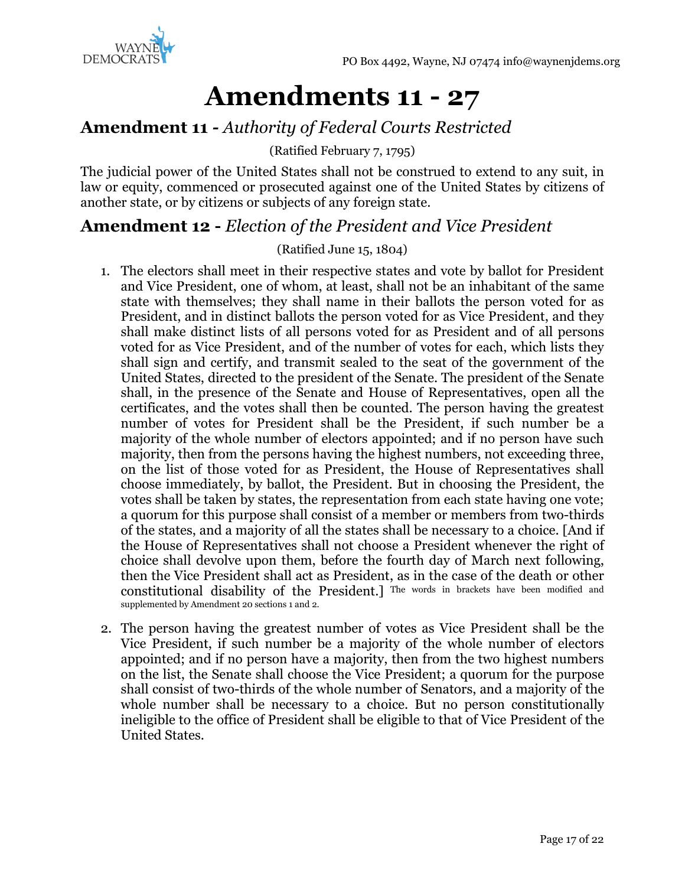# Amendments 11 - 27

## Amendment 11 - *Authority of Federal Courts Restricted*

(Ratified February 7, 1795)

The judicial power of the United States shall not be construed to extend to any suit, in law or equity, commenced or prosecuted against one of the United States by citizens of another state, or by citizens or subjects of any foreign state.

## Amendment 12 - *Election of the President and Vice President*

(Ratified June 15, 1804)

1. The electors shall meet in their respective states and vote by ballot for President and Vice President, one of whom, at least, shall not be an inhabitant of the same state with themselves; they shall name in their ballots the person voted for as President, and in distinct ballots the person voted for as Vice President, and they shall make distinct lists of all persons voted for as President and of all persons voted for as Vice President, and of the number of votes for each, which lists they shall sign and certify, and transmit sealed to the seat of the government of the United States, directed to the president of the Senate. The president of the Senate shall, in the presence of the Senate and House of Representatives, open all the certificates, and the votes shall then be counted. The person having the greatest number of votes for President shall be the President, if such number be a majority of the whole number of electors appointed; and if no person have such majority, then from the persons having the highest numbers, not exceeding three, on the list of those voted for as President, the House of Representatives shall choose immediately, by ballot, the President. But in choosing the President, the votes shall be taken by states, the representation from each state having one vote; a quorum for this purpose shall consist of a member or members from two-thirds of the states, and a majority of all the states shall be necessary to a choice. [And if the House of Representatives shall not choose a President whenever the right of choice shall devolve upon them, before the fourth day of March next following, then the Vice President shall act as President, as in the case of the death or other constitutional disability of the President.] The words in brackets have been modified and supplemented by Amendment 20 sections 1 and 2.

2. The person having the greatest number of votes as Vice President shall be the Vice President, if such number be a majority of the whole number of electors appointed; and if no person have a majority, then from the two highest numbers on the list, the Senate shall choose the Vice President; a quorum for the purpose shall consist of two-thirds of the whole number of Senators, and a majority of the whole number shall be necessary to a choice. But no person constitutionally ineligible to the office of President shall be eligible to that of Vice President of the United States.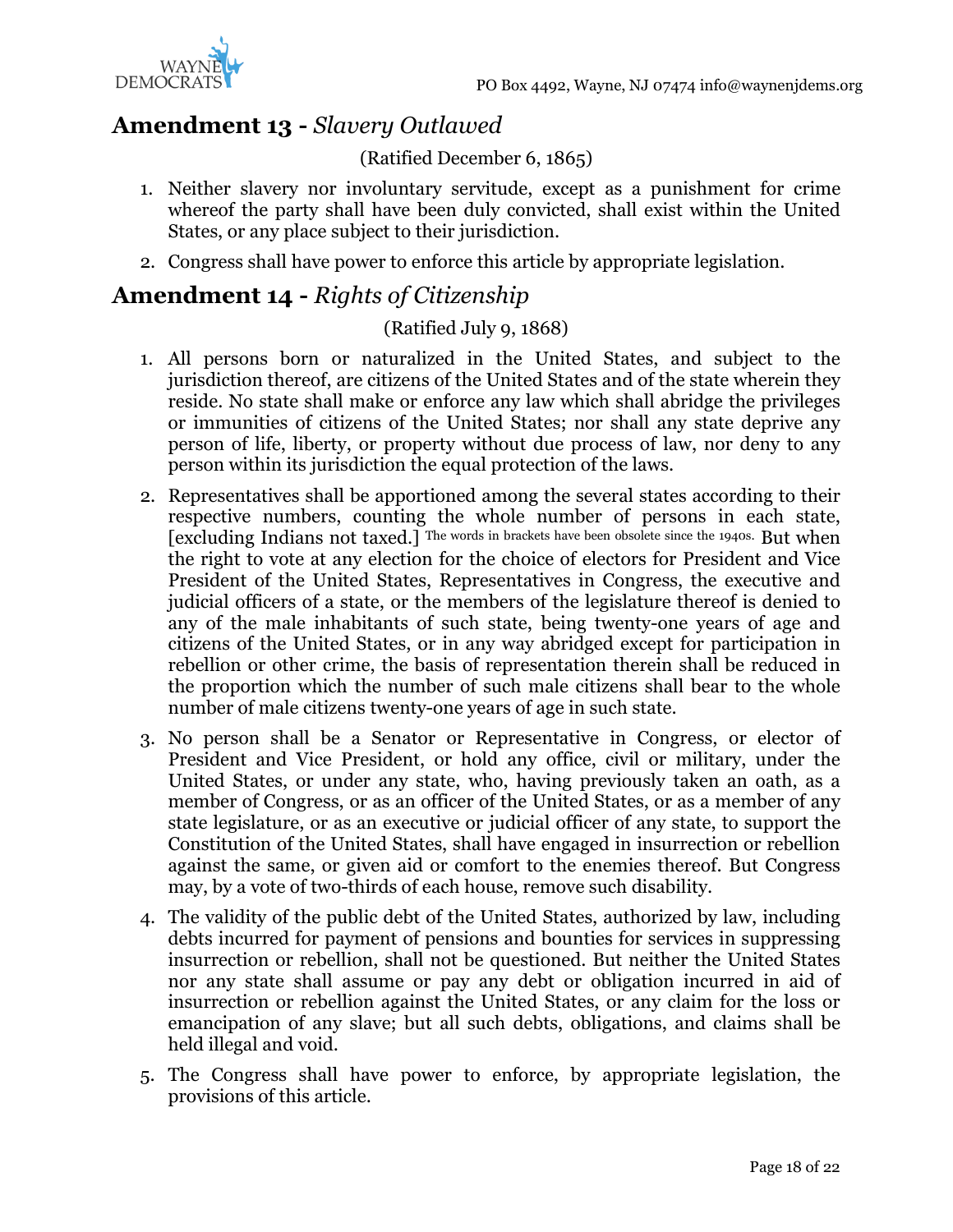## Amendment 13 - *Slavery Outlawed*

(Ratified December 6, 1865)

1. Neither slavery nor involuntary servitude, except as a punishment for crime whereof the party shall have been duly convicted, shall exist within the United States, or any place subject to their jurisdiction.
2. Congress shall have power to enforce this article by appropriate legislation.

## Amendment 14 - *Rights of Citizenship*

(Ratified July 9, 1868)

1. All persons born or naturalized in the United States, and subject to the jurisdiction thereof, are citizens of the United States and of the state wherein they reside. No state shall make or enforce any law which shall abridge the privileges or immunities of citizens of the United States; nor shall any state deprive any person of life, liberty, or property without due process of law, nor deny to any person within its jurisdiction the equal protection of the laws.
2. Representatives shall be apportioned among the several states according to their respective numbers, counting the whole number of persons in each state, [excluding Indians not taxed.] The words in brackets have been obsolete since the 1940s. But when the right to vote at any election for the choice of electors for President and Vice President of the United States, Representatives in Congress, the executive and judicial officers of a state, or the members of the legislature thereof is denied to any of the male inhabitants of such state, being twenty-one years of age and citizens of the United States, or in any way abridged except for participation in rebellion or other crime, the basis of representation therein shall be reduced in the proportion which the number of such male citizens shall bear to the whole number of male citizens twenty-one years of age in such state.
3. No person shall be a Senator or Representative in Congress, or elector of President and Vice President, or hold any office, civil or military, under the United States, or under any state, who, having previously taken an oath, as a member of Congress, or as an officer of the United States, or as a member of any state legislature, or as an executive or judicial officer of any state, to support the Constitution of the United States, shall have engaged in insurrection or rebellion against the same, or given aid or comfort to the enemies thereof. But Congress may, by a vote of two-thirds of each house, remove such disability.
4. The validity of the public debt of the United States, authorized by law, including debts incurred for payment of pensions and bounties for services in suppressing insurrection or rebellion, shall not be questioned. But neither the United States nor any state shall assume or pay any debt or obligation incurred in aid of insurrection or rebellion against the United States, or any claim for the loss or emancipation of any slave; but all such debts, obligations, and claims shall be held illegal and void.
5. The Congress shall have power to enforce, by appropriate legislation, the provisions of this article.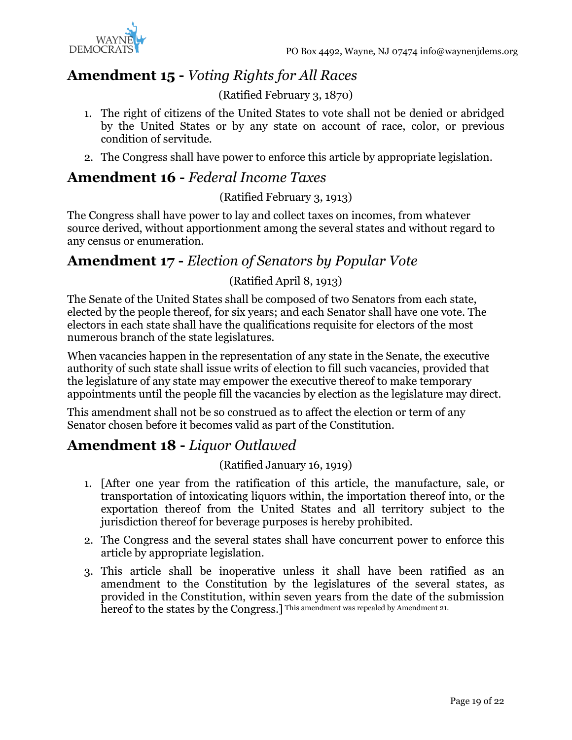## Amendment 15 - *Voting Rights for All Races*

(Ratified February 3, 1870)

1. The right of citizens of the United States to vote shall not be denied or abridged by the United States or by any state on account of race, color, or previous condition of servitude.
2. The Congress shall have power to enforce this article by appropriate legislation.

## Amendment 16 - *Federal Income Taxes*

(Ratified February 3, 1913)

The Congress shall have power to lay and collect taxes on incomes, from whatever source derived, without apportionment among the several states and without regard to any census or enumeration.

## Amendment 17 - *Election of Senators by Popular Vote*

(Ratified April 8, 1913)

The Senate of the United States shall be composed of two Senators from each state, elected by the people thereof, for six years; and each Senator shall have one vote. The electors in each state shall have the qualifications requisite for electors of the most numerous branch of the state legislatures.

When vacancies happen in the representation of any state in the Senate, the executive authority of such state shall issue writs of election to fill such vacancies, provided that the legislature of any state may empower the executive thereof to make temporary appointments until the people fill the vacancies by election as the legislature may direct.

This amendment shall not be so construed as to affect the election or term of any Senator chosen before it becomes valid as part of the Constitution.

## Amendment 18 - *Liquor Outlawed*

(Ratified January 16, 1919)

1. [After one year from the ratification of this article, the manufacture, sale, or transportation of intoxicating liquors within, the importation thereof into, or the exportation thereof from the United States and all territory subject to the jurisdiction thereof for beverage purposes is hereby prohibited.
2. The Congress and the several states shall have concurrent power to enforce this article by appropriate legislation.
3. This article shall be inoperative unless it shall have been ratified as an amendment to the Constitution by the legislatures of the several states, as provided in the Constitution, within seven years from the date of the submission hereof to the states by the Congress.] This amendment was repealed by Amendment 21.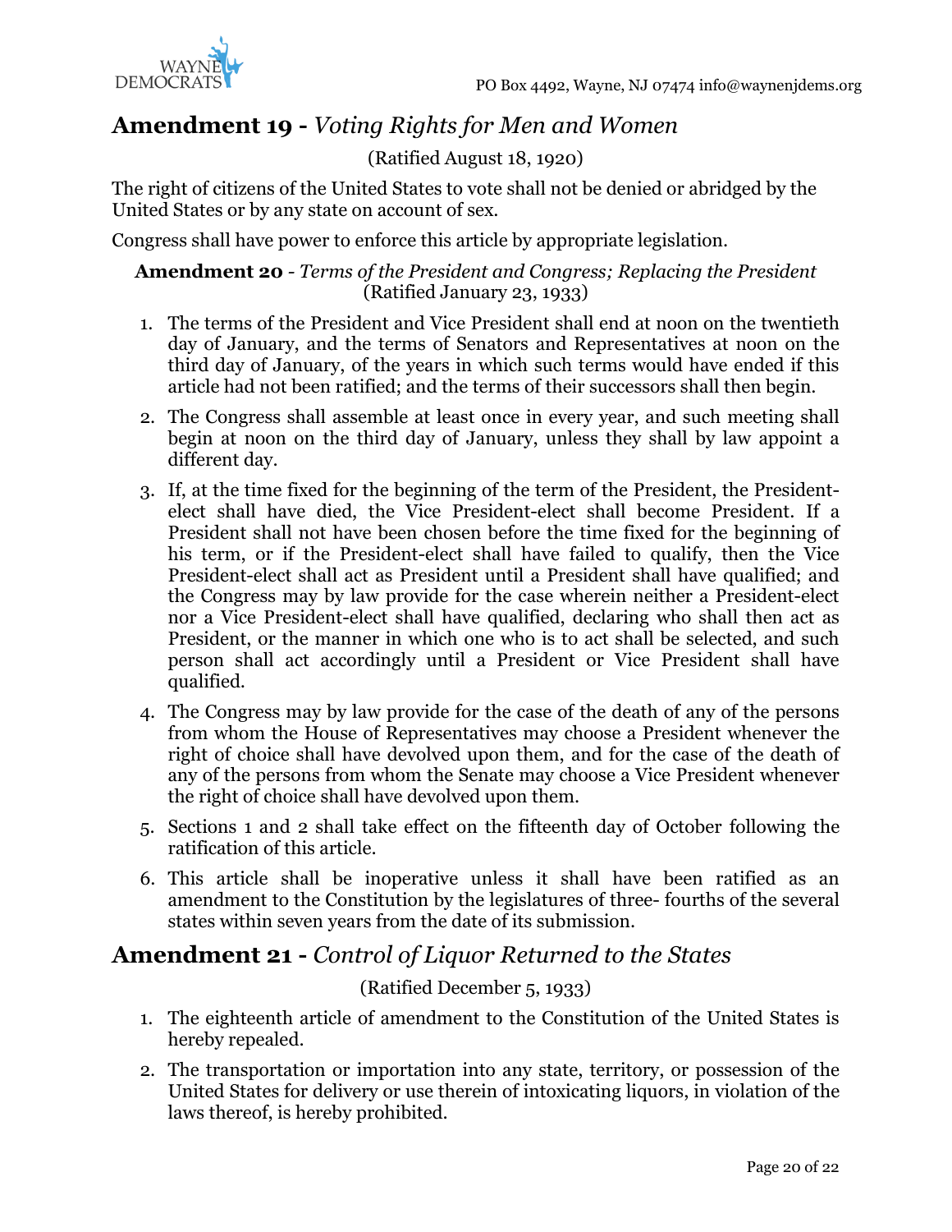## Amendment 19 - *Voting Rights for Men and Women*

(Ratified August 18, 1920)

The right of citizens of the United States to vote shall not be denied or abridged by the United States or by any state on account of sex.

Congress shall have power to enforce this article by appropriate legislation.

### Amendment 20 - *Terms of the President and Congress; Replacing the President*

(Ratified January 23, 1933)

1. The terms of the President and Vice President shall end at noon on the twentieth day of January, and the terms of Senators and Representatives at noon on the third day of January, of the years in which such terms would have ended if this article had not been ratified; and the terms of their successors shall then begin.
2. The Congress shall assemble at least once in every year, and such meeting shall begin at noon on the third day of January, unless they shall by law appoint a different day.
3. If, at the time fixed for the beginning of the term of the President, the President-elect shall have died, the Vice President-elect shall become President. If a President shall not have been chosen before the time fixed for the beginning of his term, or if the President-elect shall have failed to qualify, then the Vice President-elect shall act as President until a President shall have qualified; and the Congress may by law provide for the case wherein neither a President-elect nor a Vice President-elect shall have qualified, declaring who shall then act as President, or the manner in which one who is to act shall be selected, and such person shall act accordingly until a President or Vice President shall have qualified.
4. The Congress may by law provide for the case of the death of any of the persons from whom the House of Representatives may choose a President whenever the right of choice shall have devolved upon them, and for the case of the death of any of the persons from whom the Senate may choose a Vice President whenever the right of choice shall have devolved upon them.
5. Sections 1 and 2 shall take effect on the fifteenth day of October following the ratification of this article.
6. This article shall be inoperative unless it shall have been ratified as an amendment to the Constitution by the legislatures of three- fourths of the several states within seven years from the date of its submission.

## Amendment 21 - *Control of Liquor Returned to the States*

(Ratified December 5, 1933)

1. The eighteenth article of amendment to the Constitution of the United States is hereby repealed.
2. The transportation or importation into any state, territory, or possession of the United States for delivery or use therein of intoxicating liquors, in violation of the laws thereof, is hereby prohibited.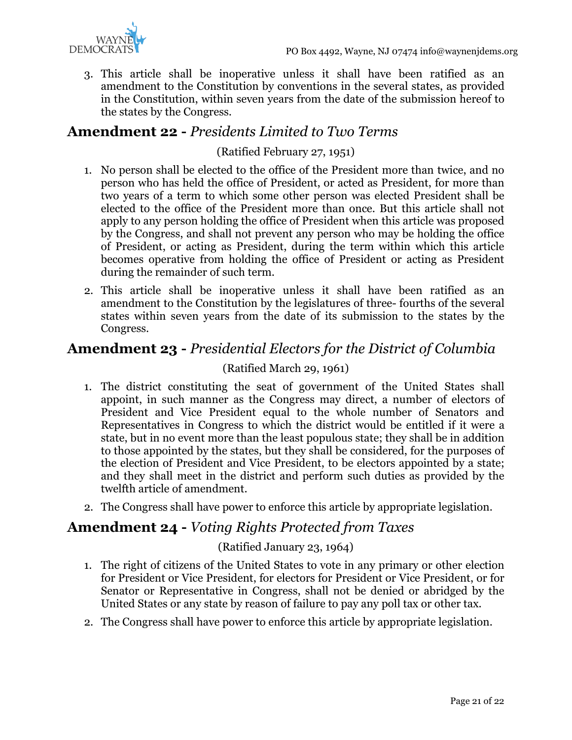3. This article shall be inoperative unless it shall have been ratified as an amendment to the Constitution by conventions in the several states, as provided in the Constitution, within seven years from the date of the submission hereof to the states by the Congress.

## Amendment 22 - *Presidents Limited to Two Terms*

(Ratified February 27, 1951)

1. No person shall be elected to the office of the President more than twice, and no person who has held the office of President, or acted as President, for more than two years of a term to which some other person was elected President shall be elected to the office of the President more than once. But this article shall not apply to any person holding the office of President when this article was proposed by the Congress, and shall not prevent any person who may be holding the office of President, or acting as President, during the term within which this article becomes operative from holding the office of President or acting as President during the remainder of such term.
2. This article shall be inoperative unless it shall have been ratified as an amendment to the Constitution by the legislatures of three- fourths of the several states within seven years from the date of its submission to the states by the Congress.

## Amendment 23 - *Presidential Electors for the District of Columbia*

(Ratified March 29, 1961)

1. The district constituting the seat of government of the United States shall appoint, in such manner as the Congress may direct, a number of electors of President and Vice President equal to the whole number of Senators and Representatives in Congress to which the district would be entitled if it were a state, but in no event more than the least populous state; they shall be in addition to those appointed by the states, but they shall be considered, for the purposes of the election of President and Vice President, to be electors appointed by a state; and they shall meet in the district and perform such duties as provided by the twelfth article of amendment.
2. The Congress shall have power to enforce this article by appropriate legislation.

## Amendment 24 - *Voting Rights Protected from Taxes*

(Ratified January 23, 1964)

1. The right of citizens of the United States to vote in any primary or other election for President or Vice President, for electors for President or Vice President, or for Senator or Representative in Congress, shall not be denied or abridged by the United States or any state by reason of failure to pay any poll tax or other tax.
2. The Congress shall have power to enforce this article by appropriate legislation.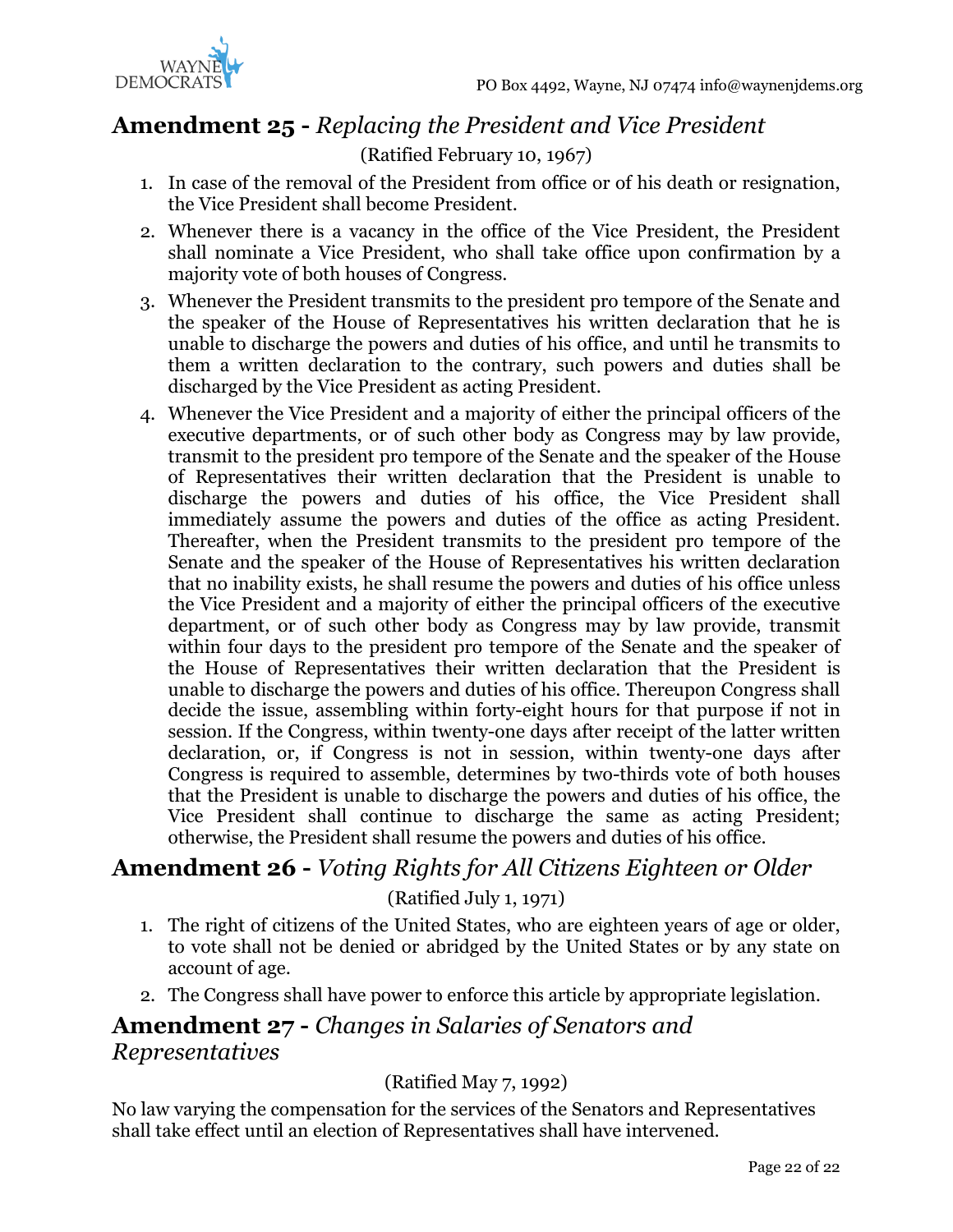## **Amendment 25 -** *Replacing the President and Vice President*

(Ratified February 10, 1967)

1. In case of the removal of the President from office or of his death or resignation, the Vice President shall become President.
2. Whenever there is a vacancy in the office of the Vice President, the President shall nominate a Vice President, who shall take office upon confirmation by a majority vote of both houses of Congress.
3. Whenever the President transmits to the president pro tempore of the Senate and the speaker of the House of Representatives his written declaration that he is unable to discharge the powers and duties of his office, and until he transmits to them a written declaration to the contrary, such powers and duties shall be discharged by the Vice President as acting President.
4. Whenever the Vice President and a majority of either the principal officers of the executive departments, or of such other body as Congress may by law provide, transmit to the president pro tempore of the Senate and the speaker of the House of Representatives their written declaration that the President is unable to discharge the powers and duties of his office, the Vice President shall immediately assume the powers and duties of the office as acting President. Thereafter, when the President transmits to the president pro tempore of the Senate and the speaker of the House of Representatives his written declaration that no inability exists, he shall resume the powers and duties of his office unless the Vice President and a majority of either the principal officers of the executive department, or of such other body as Congress may by law provide, transmit within four days to the president pro tempore of the Senate and the speaker of the House of Representatives their written declaration that the President is unable to discharge the powers and duties of his office. Thereupon Congress shall decide the issue, assembling within forty-eight hours for that purpose if not in session. If the Congress, within twenty-one days after receipt of the latter written declaration, or, if Congress is not in session, within twenty-one days after Congress is required to assemble, determines by two-thirds vote of both houses that the President is unable to discharge the powers and duties of his office, the Vice President shall continue to discharge the same as acting President; otherwise, the President shall resume the powers and duties of his office.

## **Amendment 26 -** *Voting Rights for All Citizens Eighteen or Older*

(Ratified July 1, 1971)

1. The right of citizens of the United States, who are eighteen years of age or older, to vote shall not be denied or abridged by the United States or by any state on account of age.
2. The Congress shall have power to enforce this article by appropriate legislation.

## **Amendment 27 -** *Changes in Salaries of Senators and Representatives*

(Ratified May 7, 1992)

No law varying the compensation for the services of the Senators and Representatives shall take effect until an election of Representatives shall have intervened.